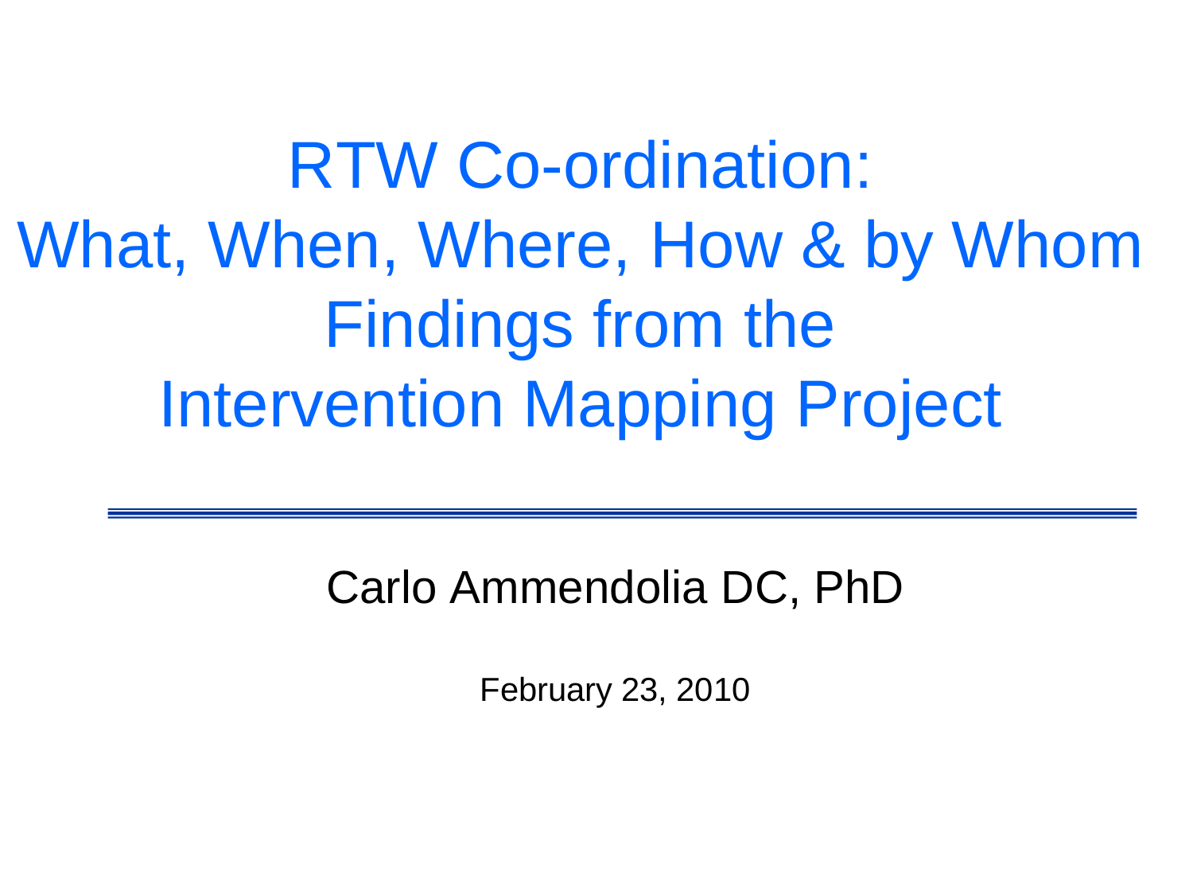# RTW Co-ordination: What, When, Where, How & by Whom Findings from the Intervention Mapping Project

Carlo Ammendolia DC, PhD

February 23, 2010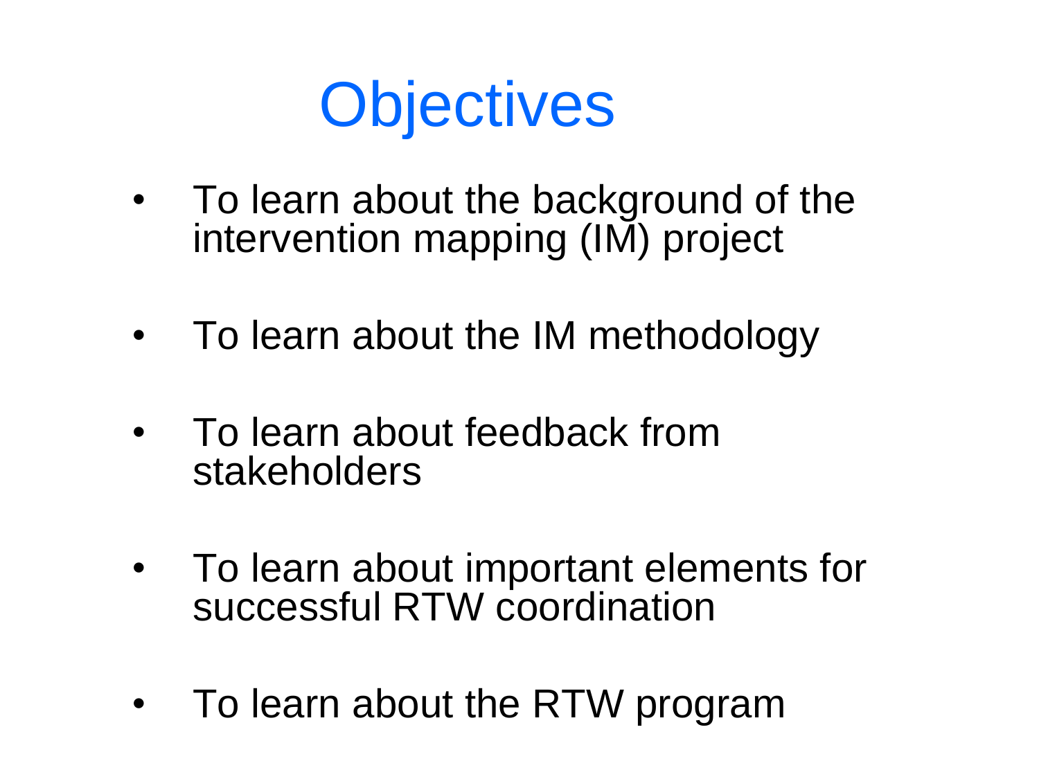# Objectives

- To learn about the background of the intervention mapping (IM) project
- To learn about the IM methodology
- To learn about feedback from stakeholders
- To learn about important elements for successful RTW coordination
- To learn about the RTW program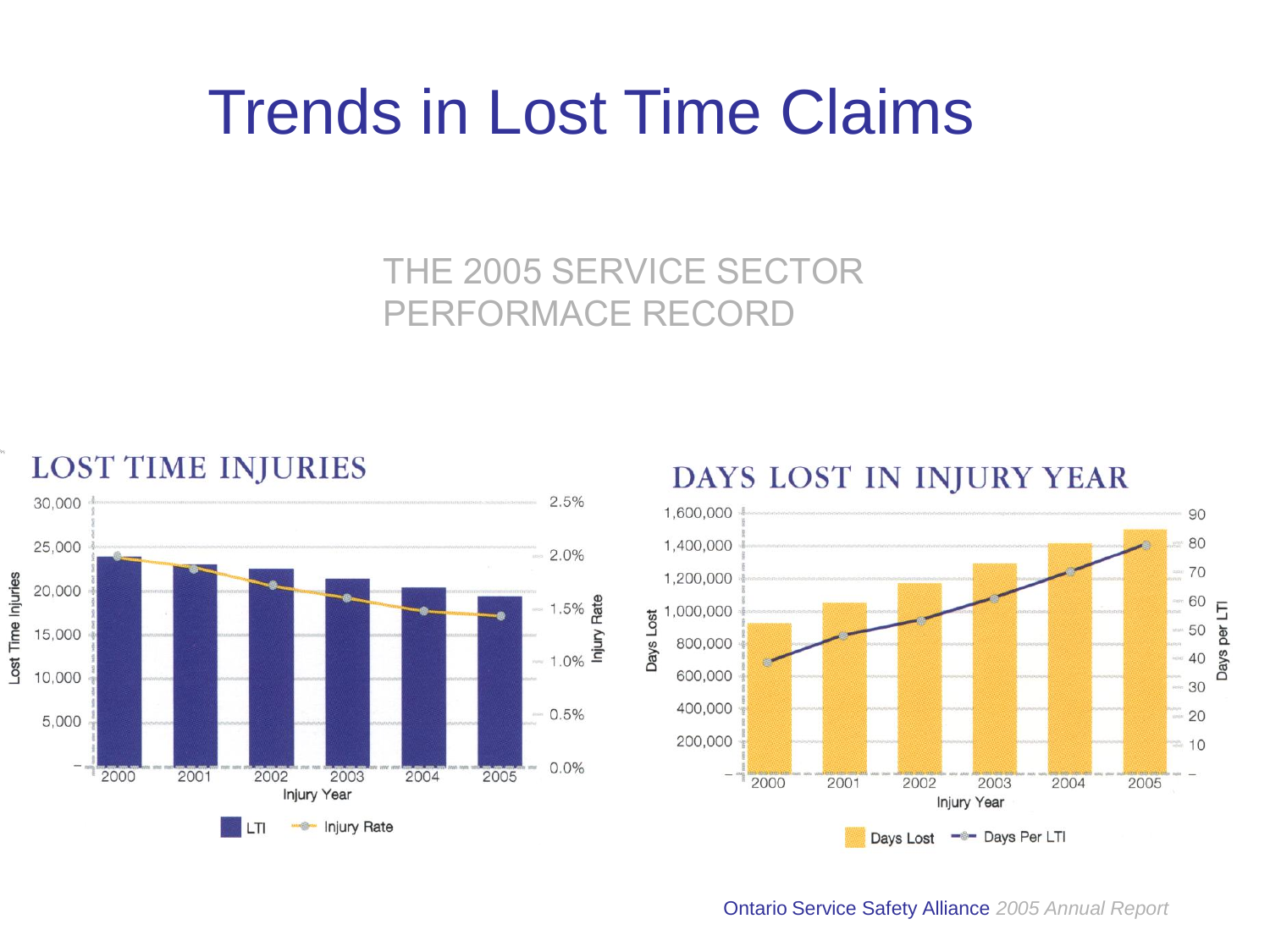# Trends in Lost Time Claims

THE 2005 SERVICE SECTOR PERFORMACE RECORD

## LOST TIME INJURIES

Lost Time Injuries: 30,000; 25,000; 20,000; 15,000; 10,000; 5,000; –

Injury Rate: 2.5%; 2.0%; 1.5%; 1.0%; 0.5%; 0.0%

Injury Year: 2000, 2001, 2002, 2003, 2004, 2005

LTI — Injury Rate

## DAYS LOST IN INJURY YEAR

Days Lost: 1,600,000; 1,400,000; 1,200,000; 1,000,000; 800,000; 600,000; 400,000; 200,000; –

Days per LTI: 90; 80; 70; 60; 50; 40; 30; 20; 10; –

Injury Year: 2000, 2001, 2002, 2003, 2004, 2005

Days Lost — Days Per LTI

Ontario Service Safety Alliance *2005 Annual Report*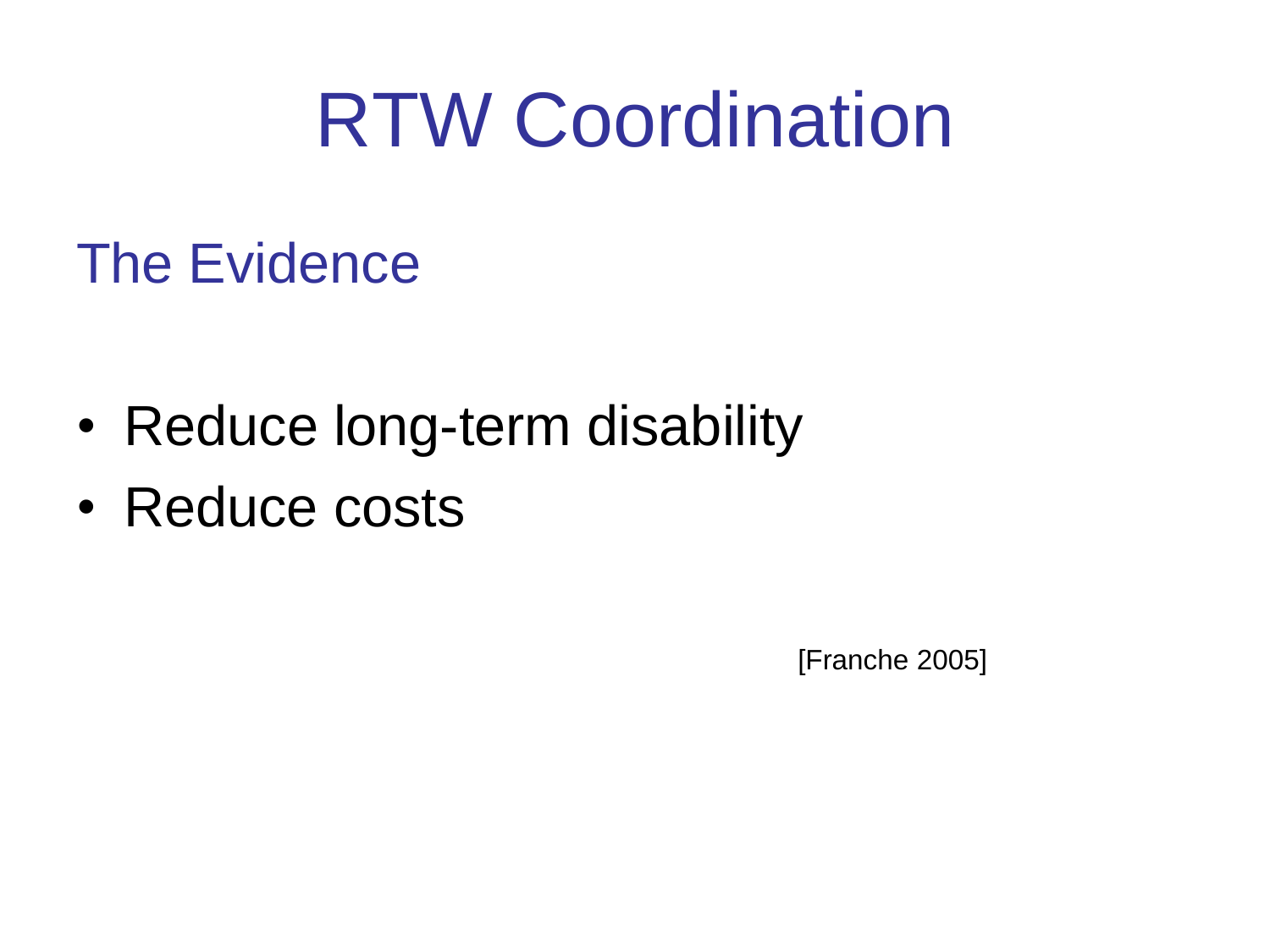# RTW Coordination

## The Evidence

- Reduce long-term disability
- Reduce costs

[Franche 2005]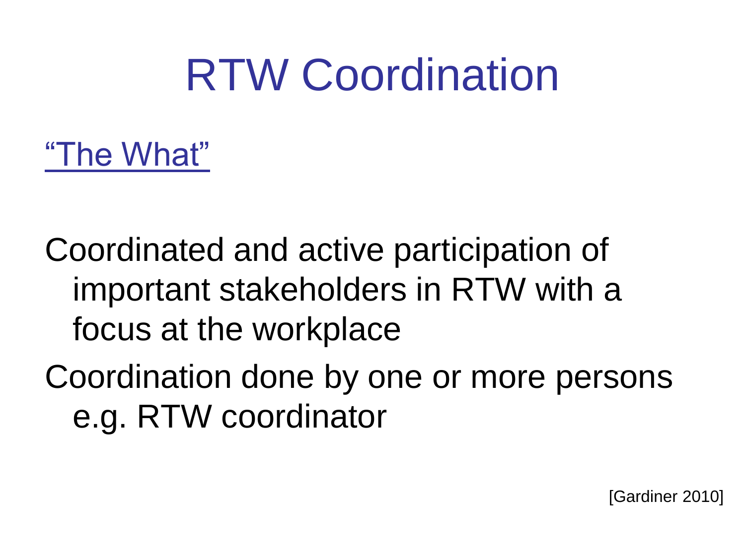# RTW Coordination

"The What"

Coordinated and active participation of important stakeholders in RTW with a focus at the workplace

Coordination done by one or more persons e.g. RTW coordinator

[Gardiner 2010]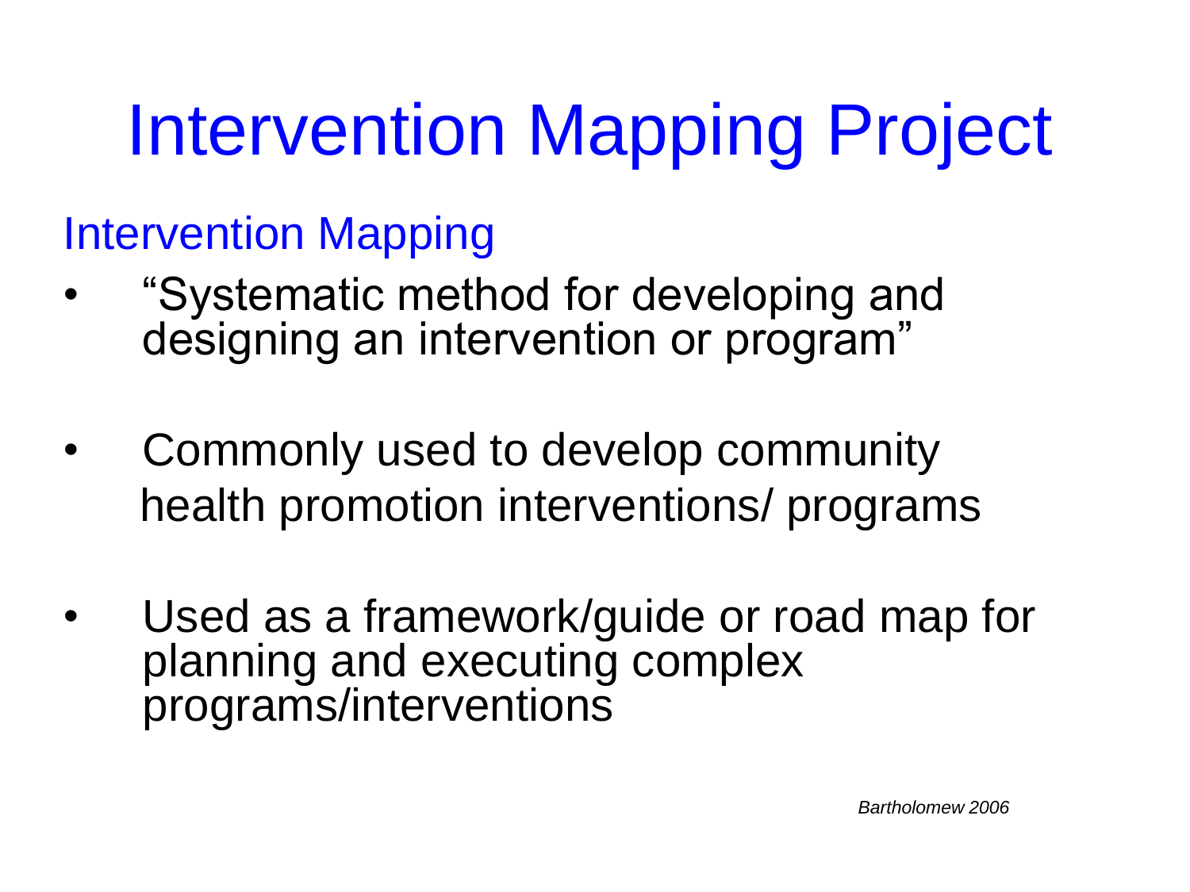# Intervention Mapping Project

## Intervention Mapping

- "Systematic method for developing and designing an intervention or program"

- Commonly used to develop community health promotion interventions/ programs

- Used as a framework/guide or road map for planning and executing complex programs/interventions

*Bartholomew 2006*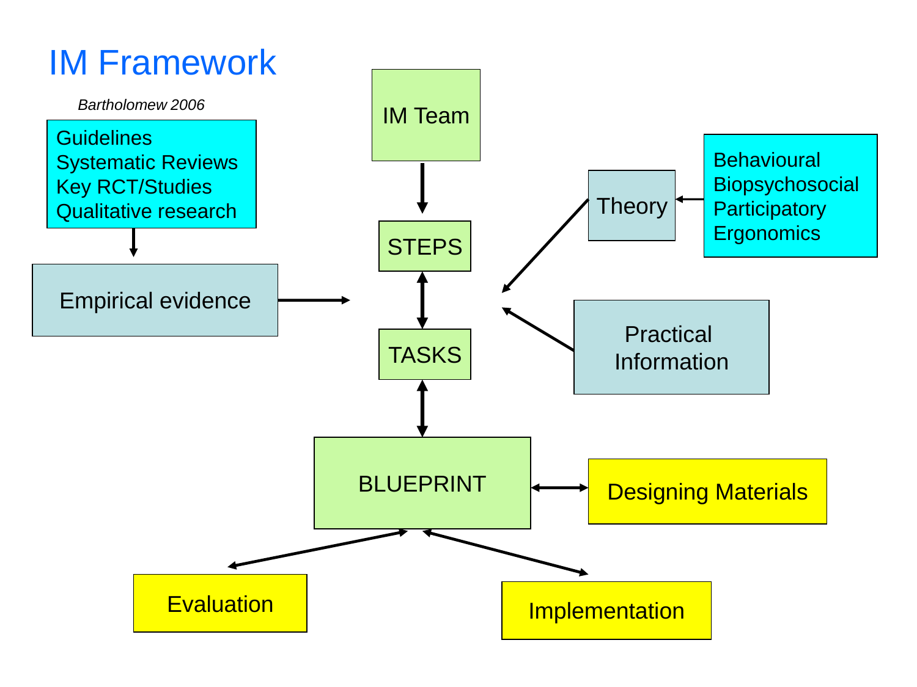# IM Framework

*Bartholomew 2006*

- Guidelines
- Systematic Reviews
- Key RCT/Studies
- Qualitative research

Empirical evidence

IM Team

STEPS

TASKS

BLUEPRINT

Theory

- Behavioural
- Biopsychosocial
- Participatory
- Ergonomics

Practical Information

Designing Materials

Evaluation

Implementation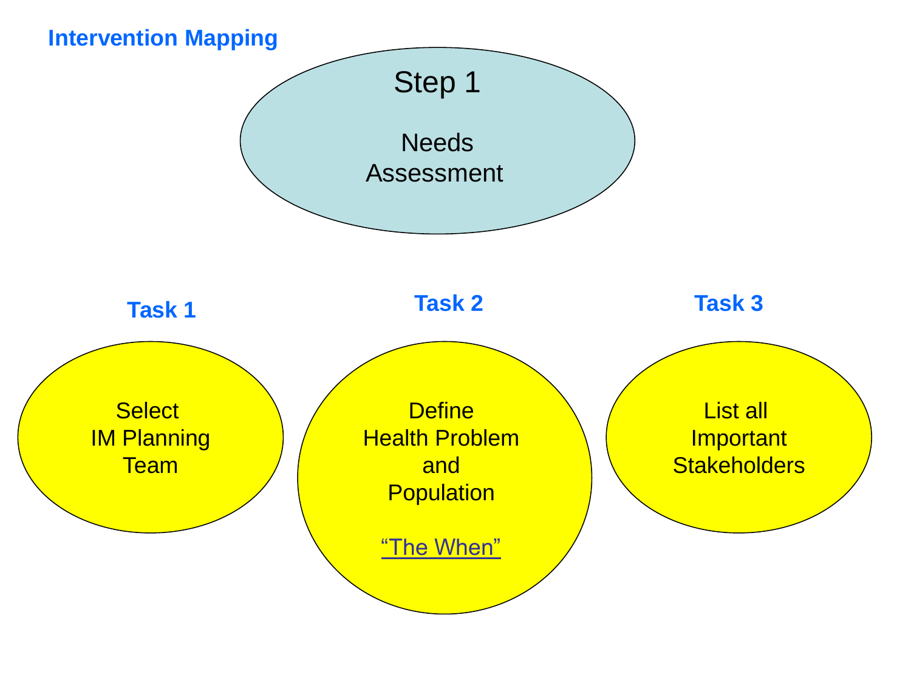## Intervention Mapping

### Step 1

Needs Assessment

**Task 1**

Select IM Planning Team

**Task 2**

Define Health Problem and Population

"The When"

**Task 3**

List all Important Stakeholders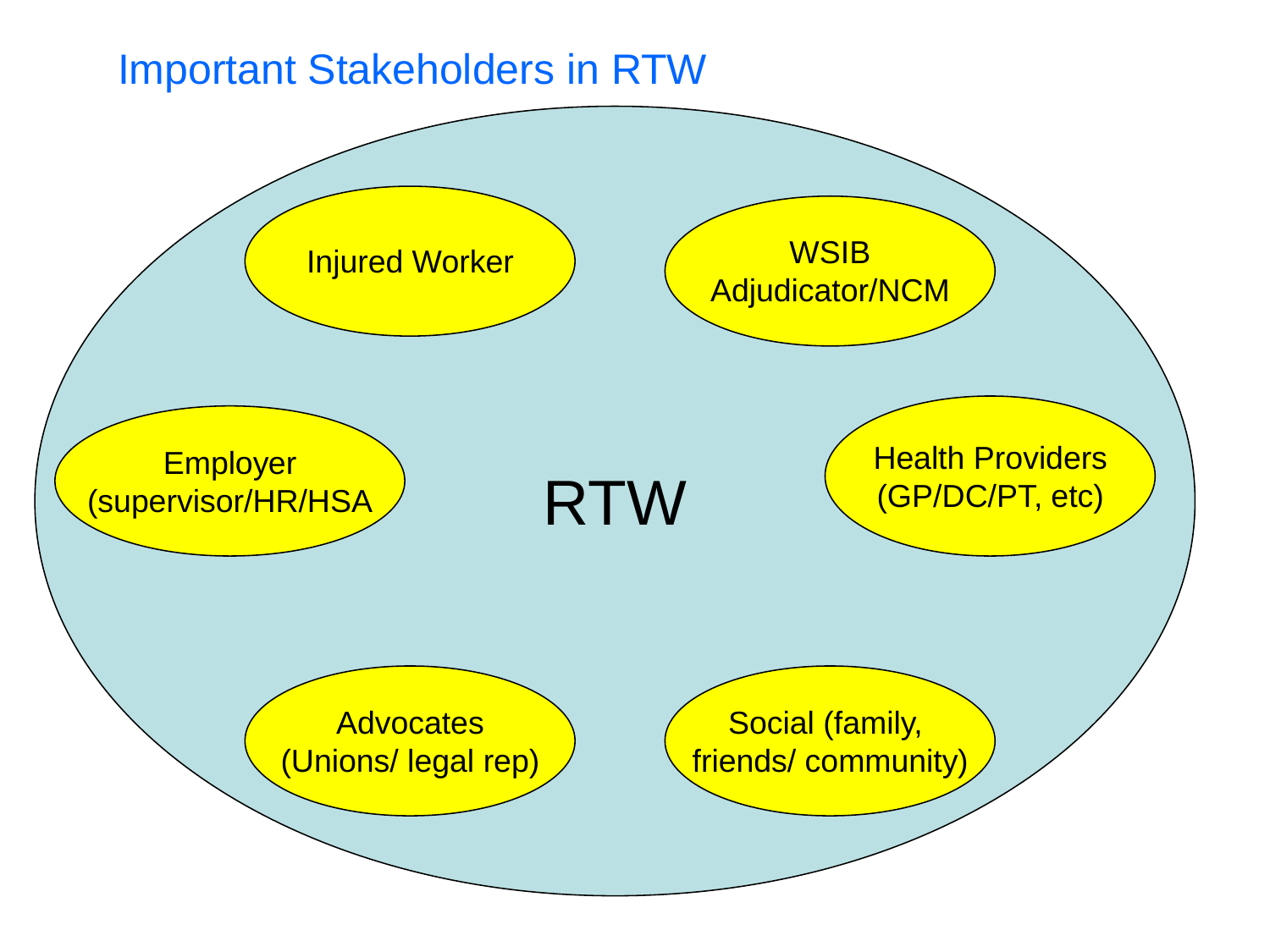# Important Stakeholders in RTW

RTW

- Injured Worker
- WSIB Adjudicator/NCM
- Employer (supervisor/HR/HSA
- Health Providers (GP/DC/PT, etc)
- Advocates (Unions/ legal rep)
- Social (family, friends/ community)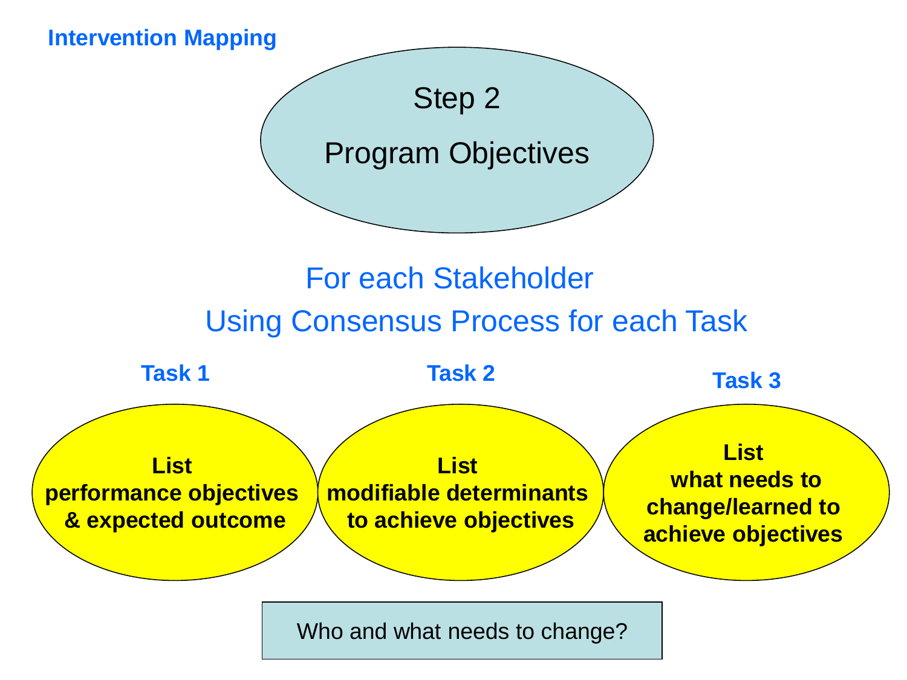**Intervention Mapping**

# Step 2

# Program Objectives

## For each Stakeholder

## Using Consensus Process for each Task

**Task 1**

**List performance objectives & expected outcome**

**Task 2**

**List modifiable determinants to achieve objectives**

**Task 3**

**List what needs to change/learned to achieve objectives**

Who and what needs to change?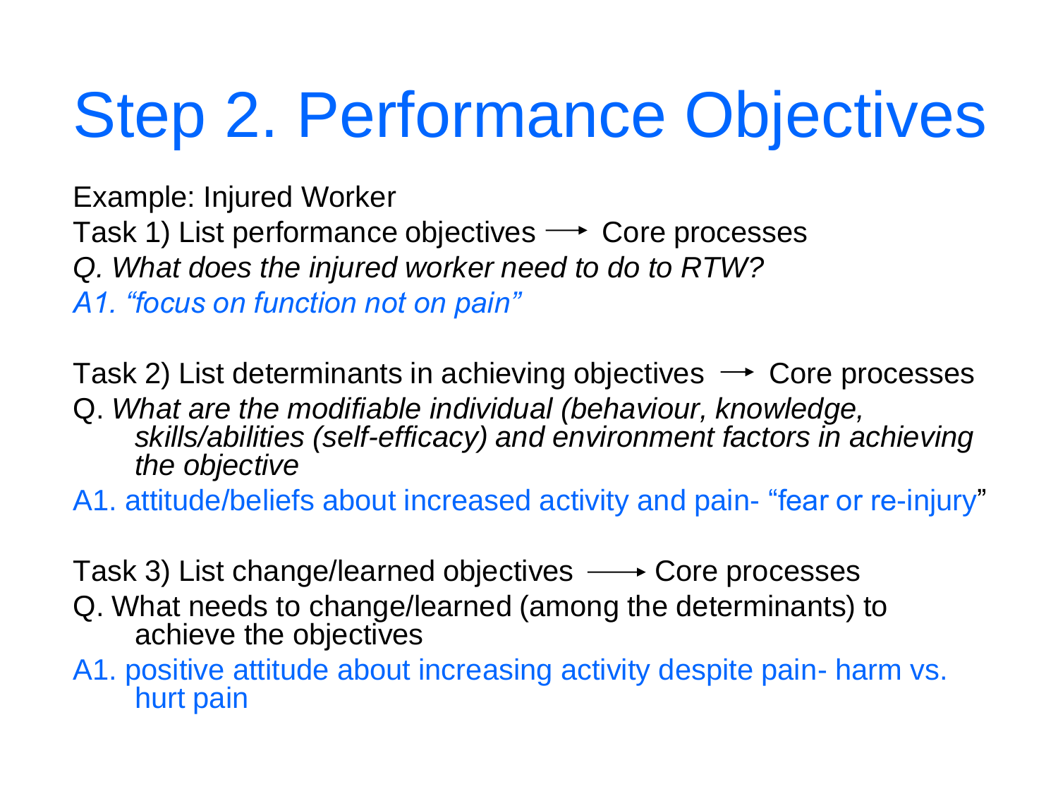# Step 2. Performance Objectives

Example: Injured Worker

Task 1) List performance objectives ⟶ Core processes

*Q. What does the injured worker need to do to RTW?*

*A1. "focus on function not on pain"*

Task 2) List determinants in achieving objectives ⟶ Core processes

Q. *What are the modifiable individual (behaviour, knowledge, skills/abilities (self-efficacy) and environment factors in achieving the objective*

A1. attitude/beliefs about increased activity and pain- "fear or re-injury"

Task 3) List change/learned objectives ⟶ Core processes

Q. What needs to change/learned (among the determinants) to achieve the objectives

A1. positive attitude about increasing activity despite pain- harm vs. hurt pain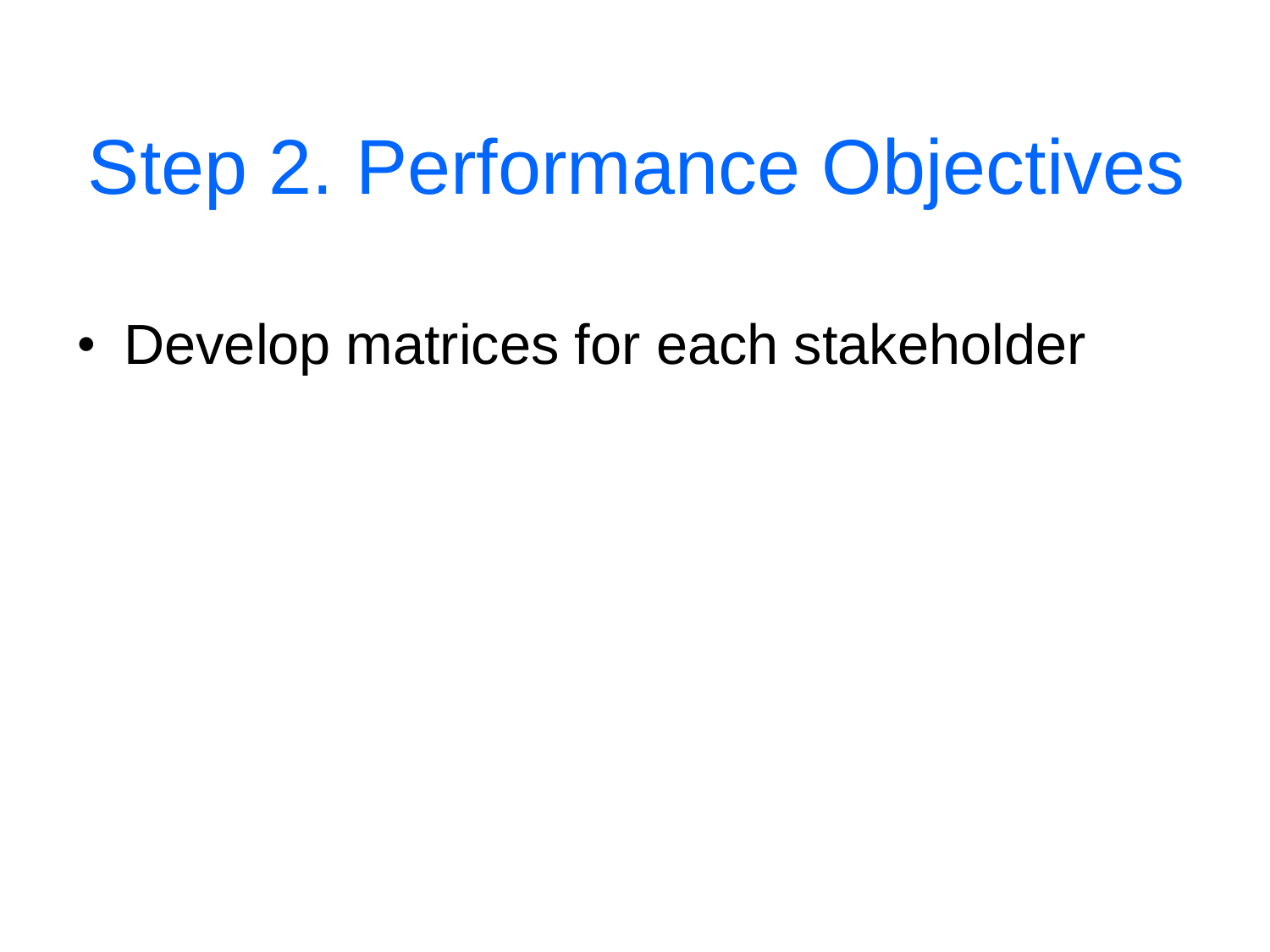# Step 2. Performance Objectives

- Develop matrices for each stakeholder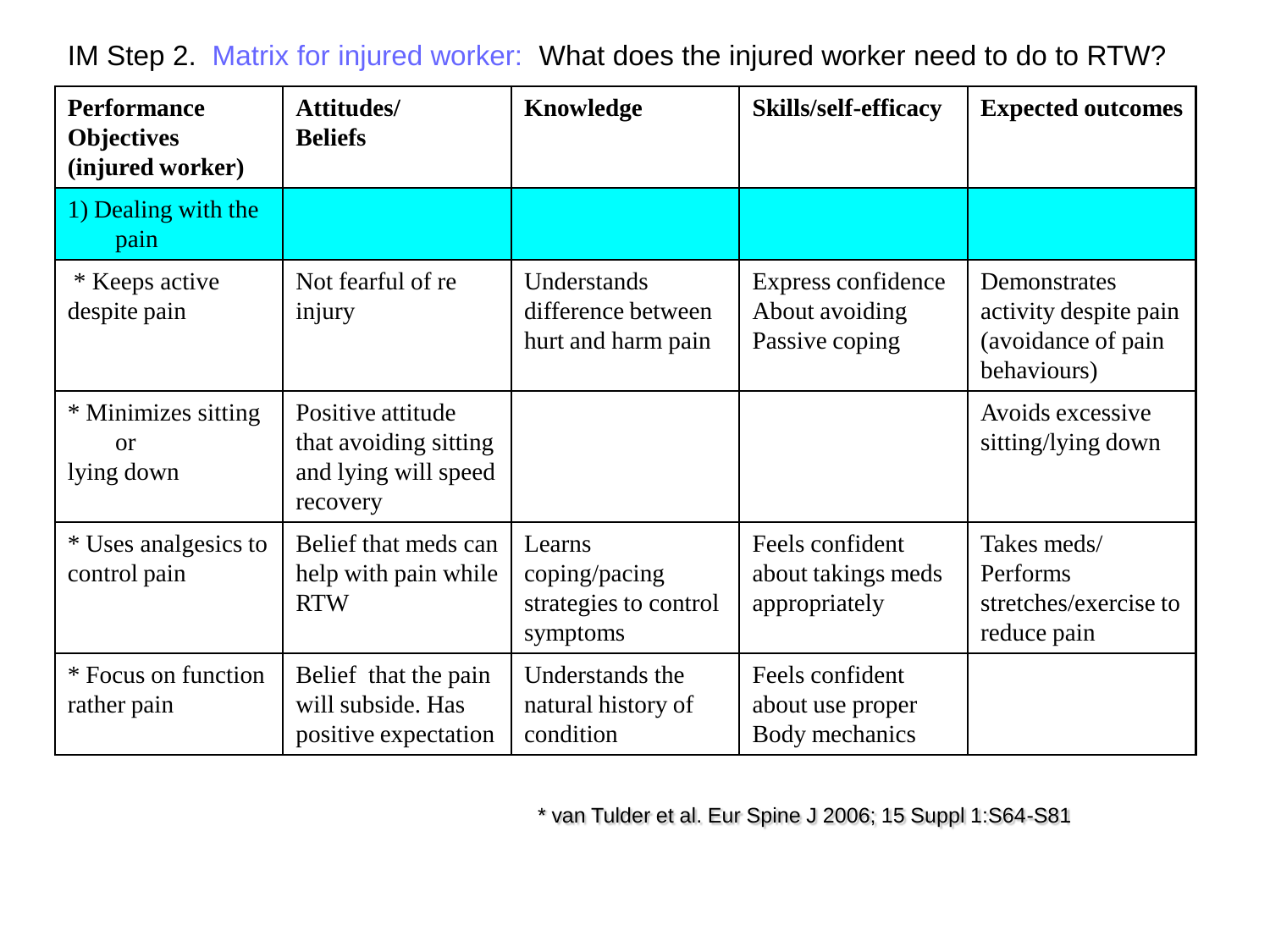IM Step 2. Matrix for injured worker: What does the injured worker need to do to RTW?

| **Performance Objectives (injured worker)** | **Attitudes/ Beliefs** | **Knowledge** | **Skills/self-efficacy** | **Expected outcomes** |
|---|---|---|---|---|
| 1) Dealing with the pain | | | | |
| * Keeps active despite pain | Not fearful of re injury | Understands difference between hurt and harm pain | Express confidence About avoiding Passive coping | Demonstrates activity despite pain (avoidance of pain behaviours) |
| * Minimizes sitting or lying down | Positive attitude that avoiding sitting and lying will speed recovery | | | Avoids excessive sitting/lying down |
| * Uses analgesics to control pain | Belief that meds can help with pain while RTW | Learns coping/pacing strategies to control symptoms | Feels confident about takings meds appropriately | Takes meds/ Performs stretches/exercise to reduce pain |
| * Focus on function rather pain | Belief that the pain will subside. Has positive expectation | Understands the natural history of condition | Feels confident about use proper Body mechanics | |

* van Tulder et al. Eur Spine J 2006; 15 Suppl 1:S64-S81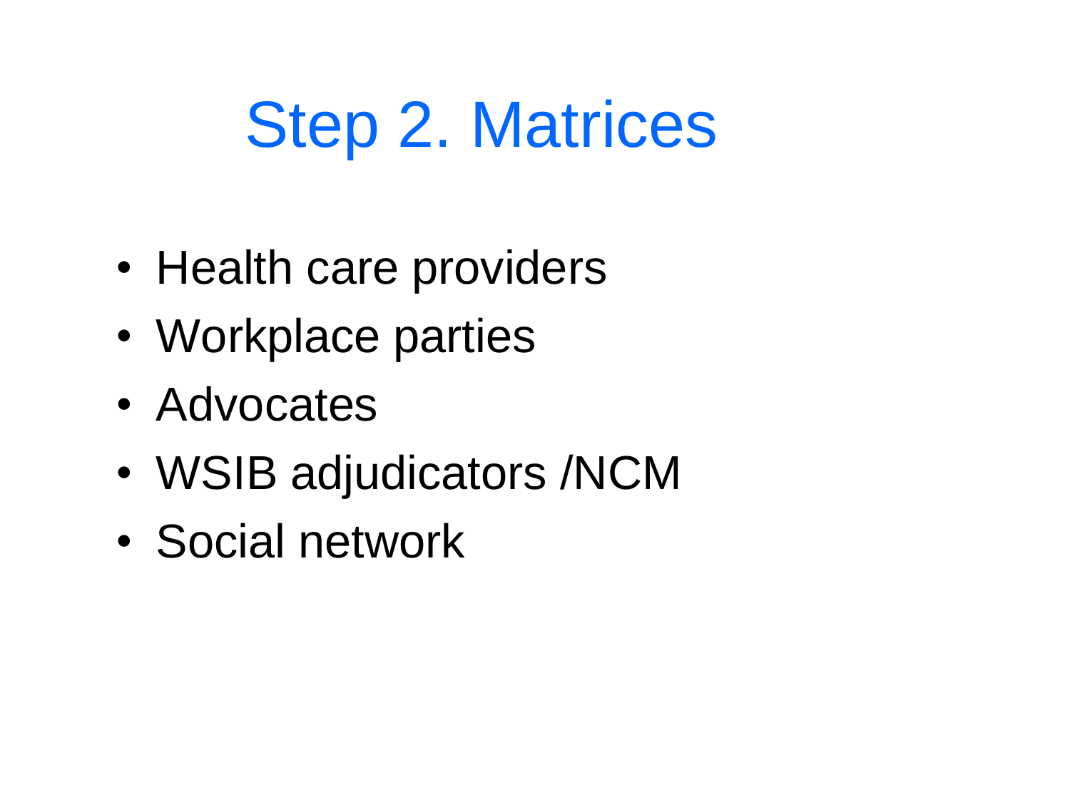# Step 2. Matrices

- Health care providers
- Workplace parties
- Advocates
- WSIB adjudicators /NCM
- Social network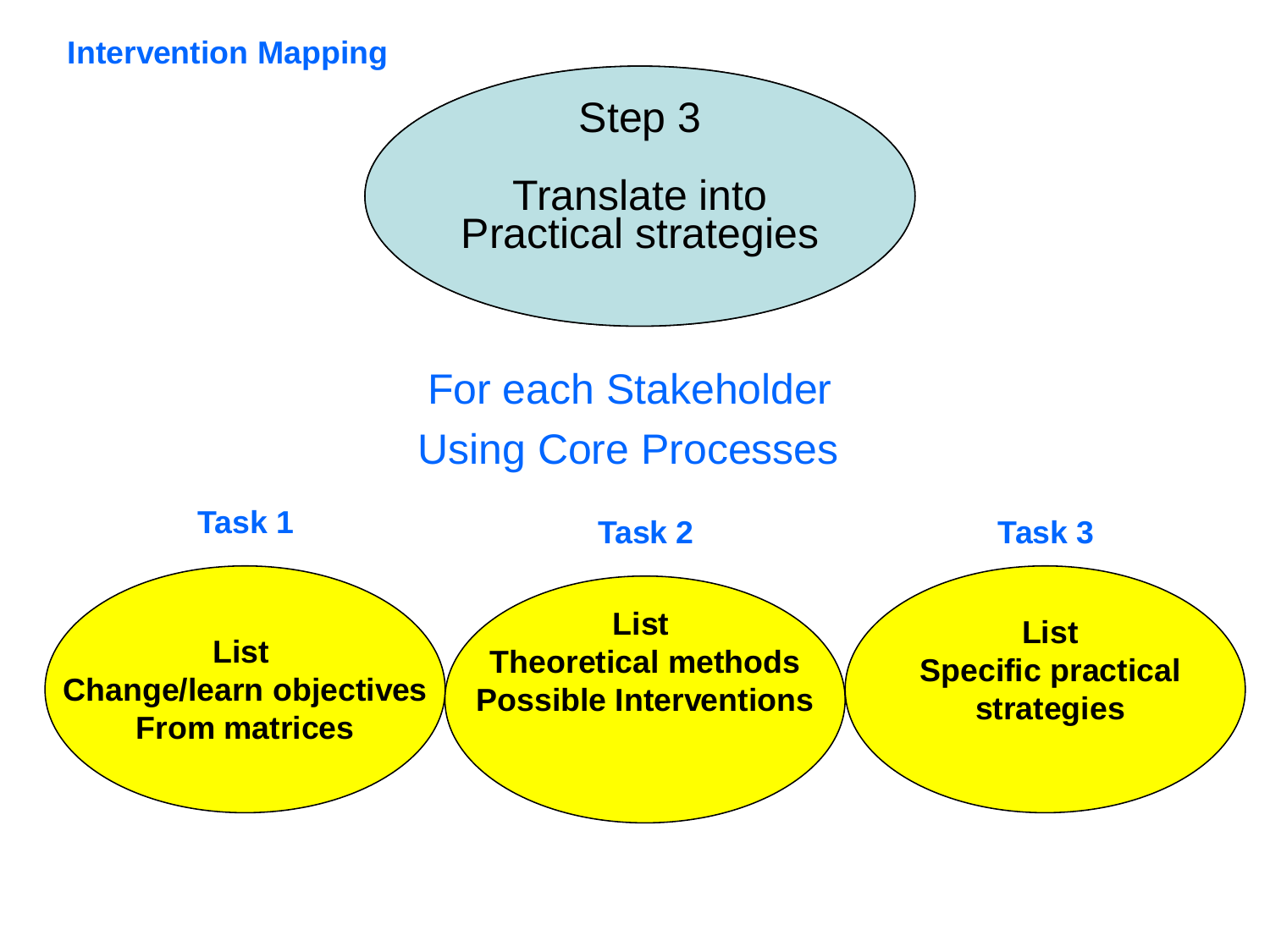**Intervention Mapping**

## Step 3

Translate into
Practical strategies

For each Stakeholder
Using Core Processes

**Task 1**

**List**
**Change/learn objectives**
**From matrices**

**Task 2**

**List**
**Theoretical methods**
**Possible Interventions**

**Task 3**

**List**
**Specific practical strategies**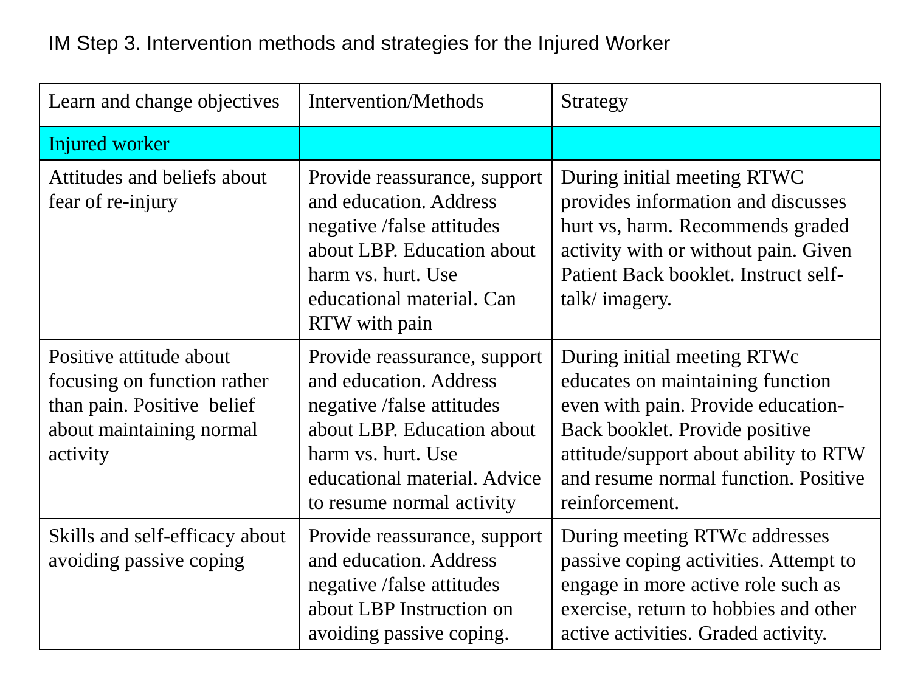IM Step 3. Intervention methods and strategies for the Injured Worker

| Learn and change objectives | Intervention/Methods | Strategy |
|---|---|---|
| Injured worker | | |
| Attitudes and beliefs about fear of re-injury | Provide reassurance, support and education. Address negative /false attitudes about LBP. Education about harm vs. hurt. Use educational material. Can RTW with pain | During initial meeting RTWC provides information and discusses hurt vs, harm. Recommends graded activity with or without pain. Given Patient Back booklet. Instruct self-talk/ imagery. |
| Positive attitude about focusing on function rather than pain. Positive belief about maintaining normal activity | Provide reassurance, support and education. Address negative /false attitudes about LBP. Education about harm vs. hurt. Use educational material. Advice to resume normal activity | During initial meeting RTWc educates on maintaining function even with pain. Provide education- Back booklet. Provide positive attitude/support about ability to RTW and resume normal function. Positive reinforcement. |
| Skills and self-efficacy about avoiding passive coping | Provide reassurance, support and education. Address negative /false attitudes about LBP Instruction on avoiding passive coping. | During meeting RTWc addresses passive coping activities. Attempt to engage in more active role such as exercise, return to hobbies and other active activities. Graded activity. |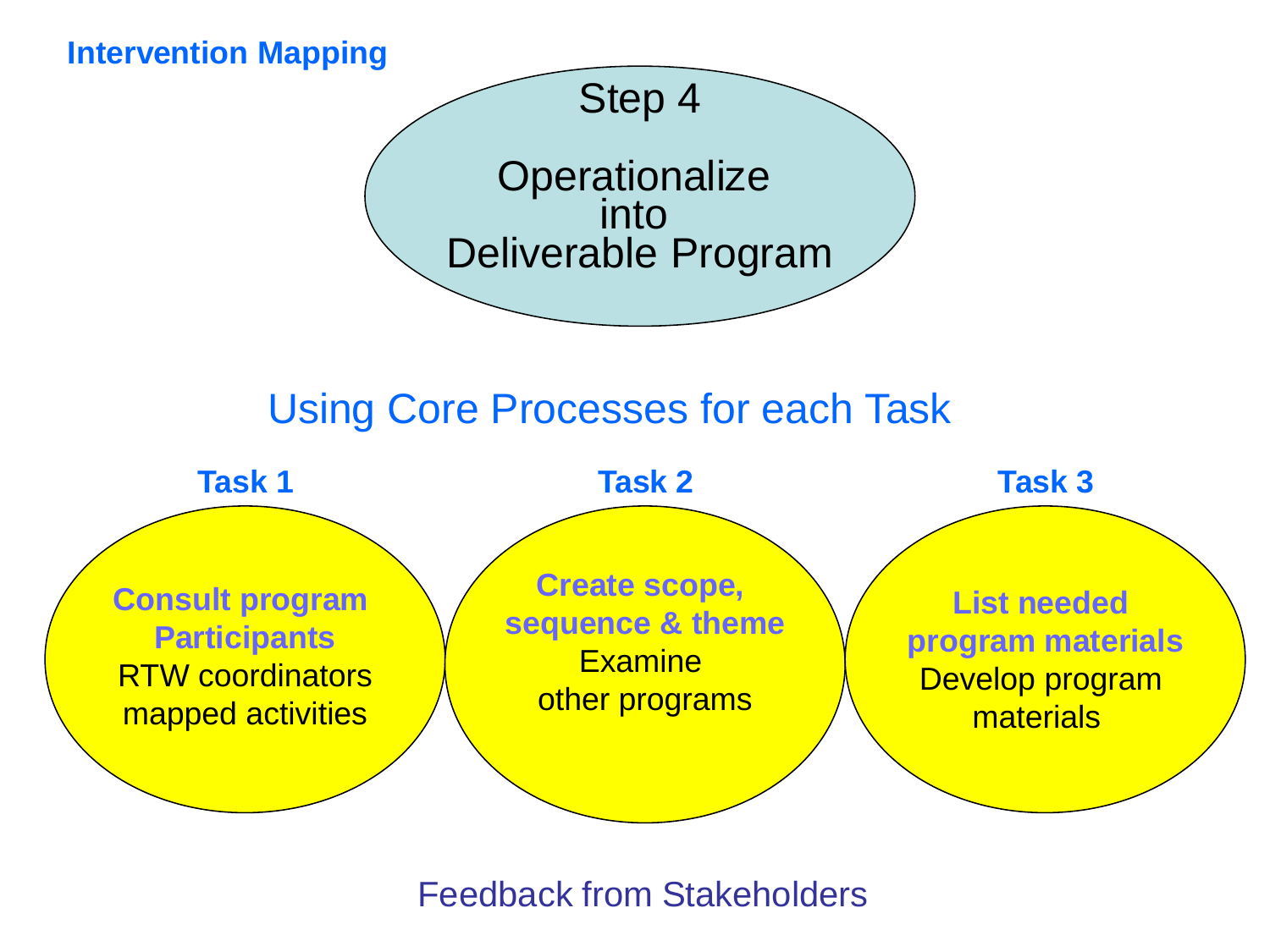**Intervention Mapping**

# Step 4

# Operationalize into Deliverable Program

## Using Core Processes for each Task

**Task 1**

**Consult program Participants**

RTW coordinators mapped activities

**Task 2**

**Create scope, sequence & theme**

Examine other programs

**Task 3**

**List needed program materials**

Develop program materials

Feedback from Stakeholders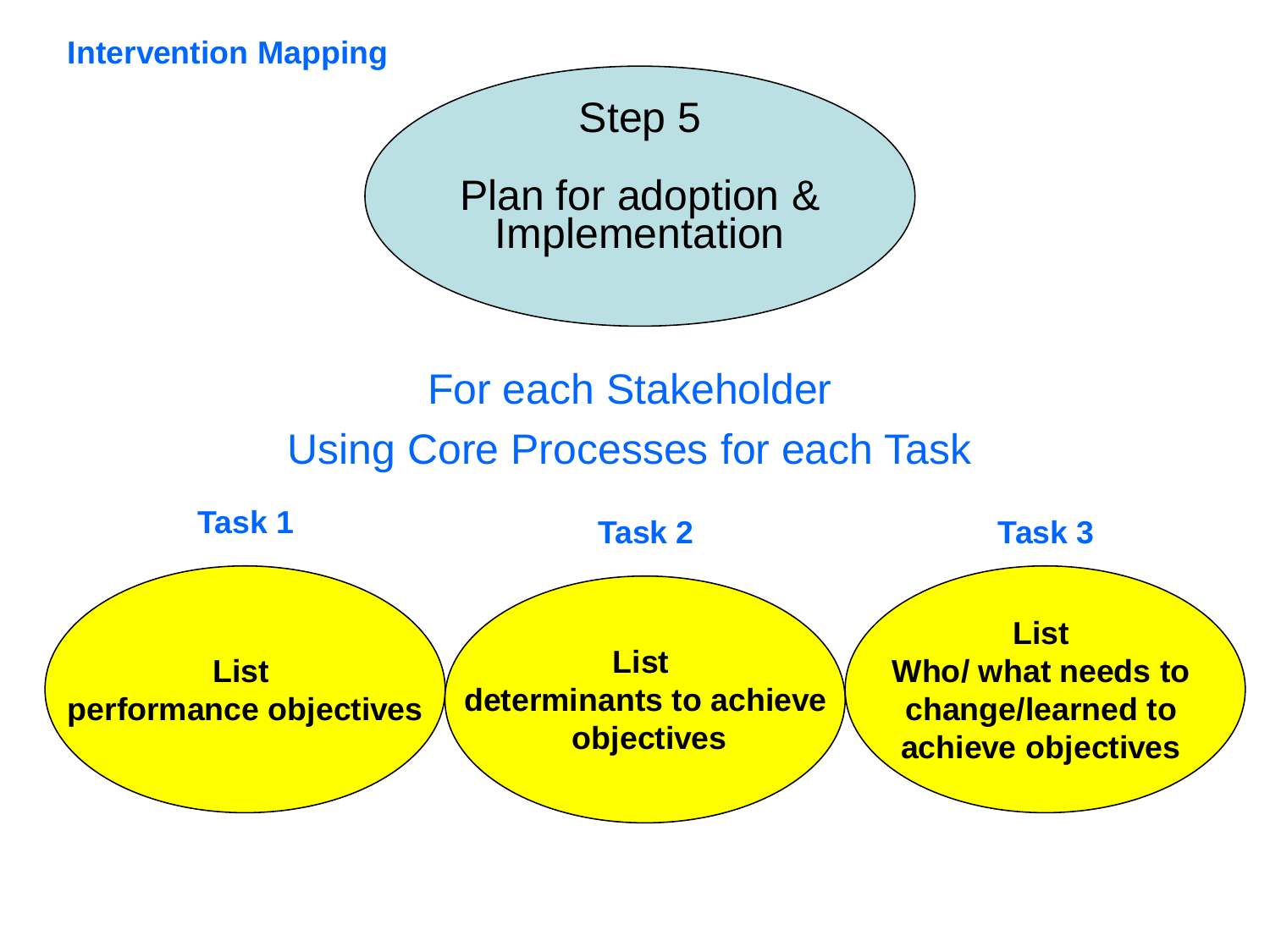**Intervention Mapping**

# Step 5

## Plan for adoption & Implementation

For each Stakeholder

Using Core Processes for each Task

**Task 1**

**List performance objectives**

**Task 2**

**List determinants to achieve objectives**

**Task 3**

**List Who/ what needs to change/learned to achieve objectives**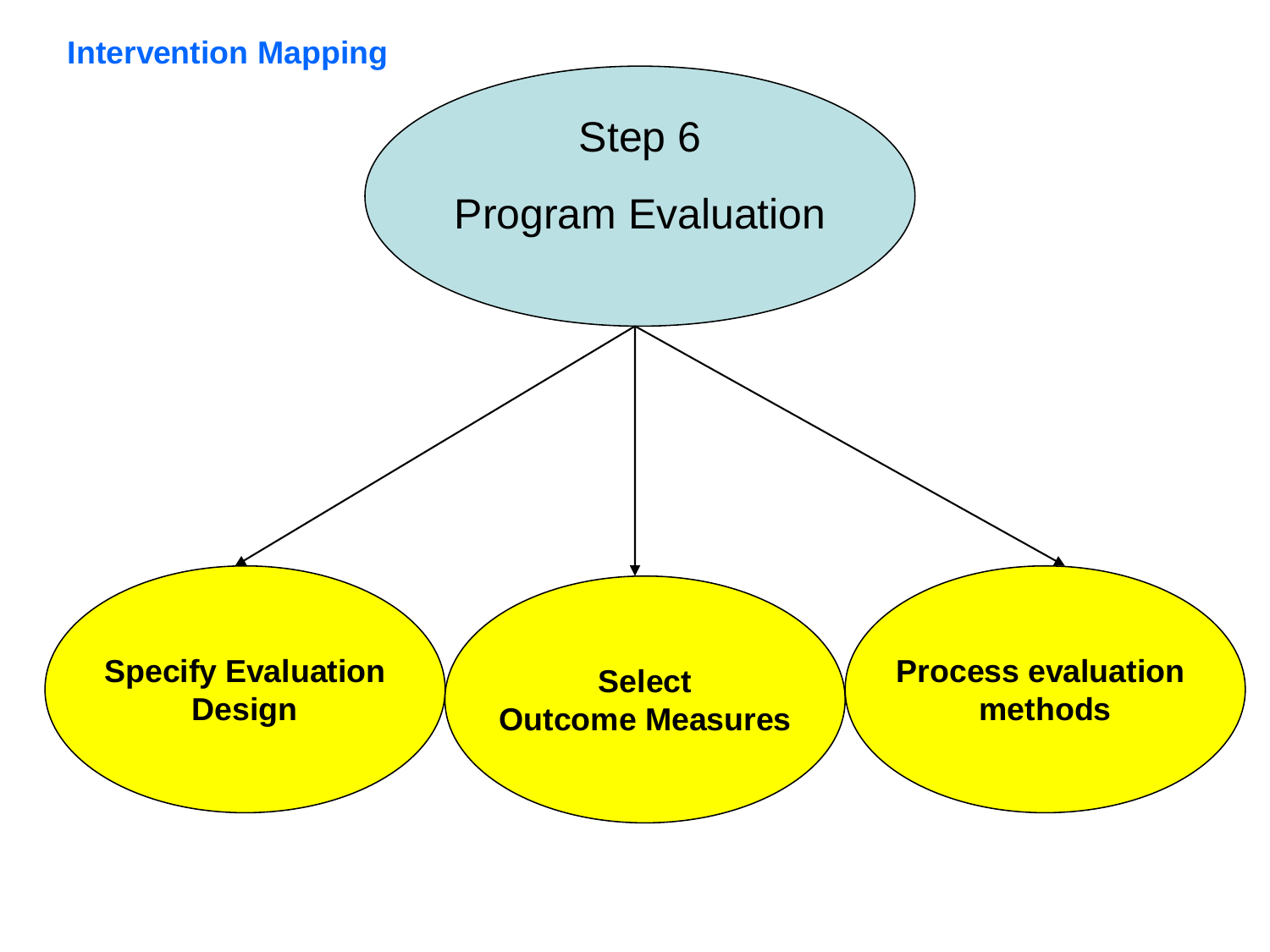**Intervention Mapping**

# Step 6

# Program Evaluation

- **Specify Evaluation Design**
- **Select Outcome Measures**
- **Process evaluation methods**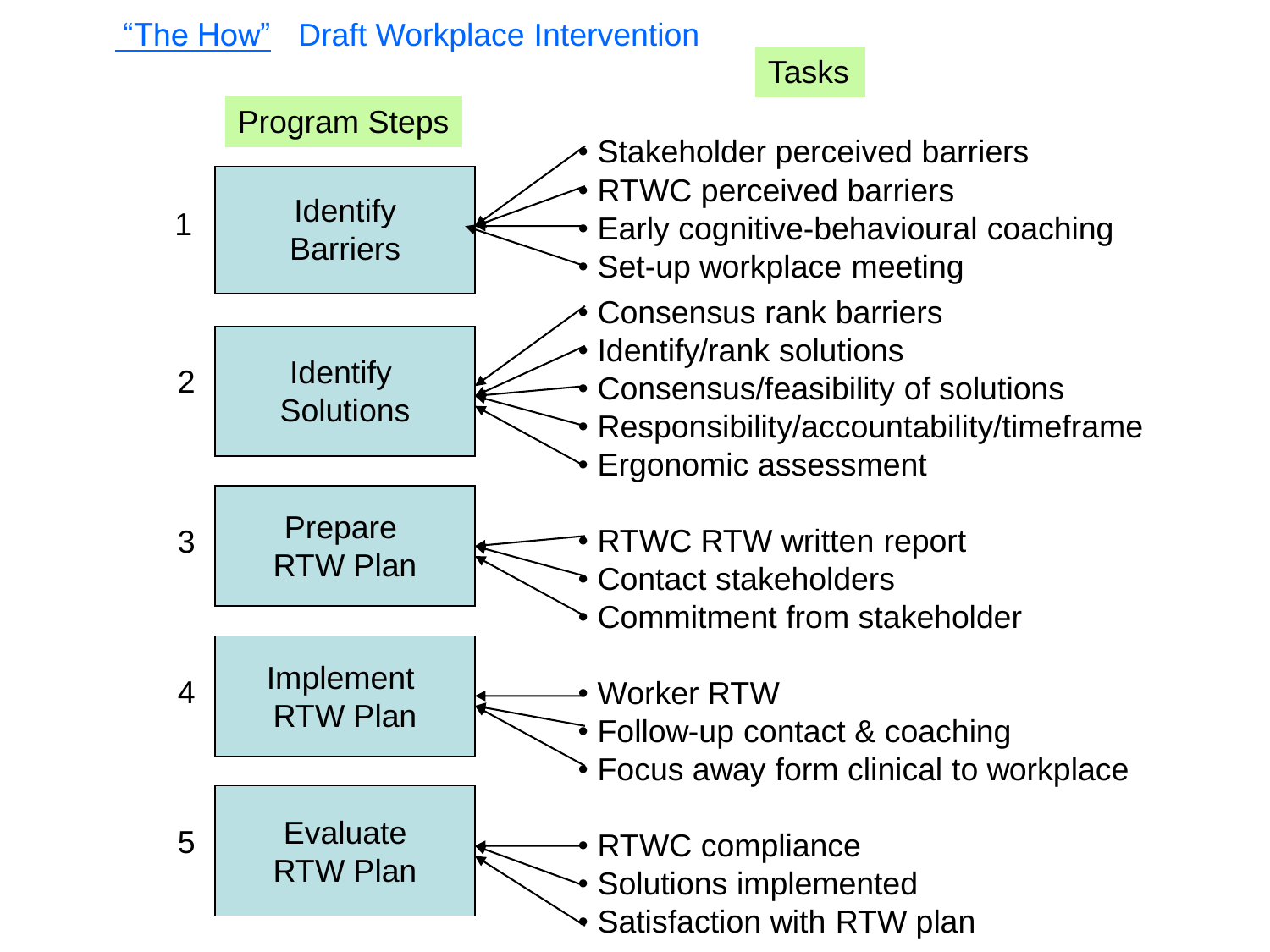# "The How" Draft Workplace Intervention

| Program Steps | Tasks |
| --- | --- |
| 1. Identify Barriers | • Stakeholder perceived barriers<br>• RTWC perceived barriers<br>• Early cognitive-behavioural coaching<br>• Set-up workplace meeting |
| 2. Identify Solutions | • Consensus rank barriers<br>• Identify/rank solutions<br>• Consensus/feasibility of solutions<br>• Responsibility/accountability/timeframe<br>• Ergonomic assessment |
| 3. Prepare RTW Plan | • RTWC RTW written report<br>• Contact stakeholders<br>• Commitment from stakeholder |
| 4. Implement RTW Plan | • Worker RTW<br>• Follow-up contact & coaching<br>• Focus away form clinical to workplace |
| 5. Evaluate RTW Plan | • RTWC compliance<br>• Solutions implemented<br>• Satisfaction with RTW plan |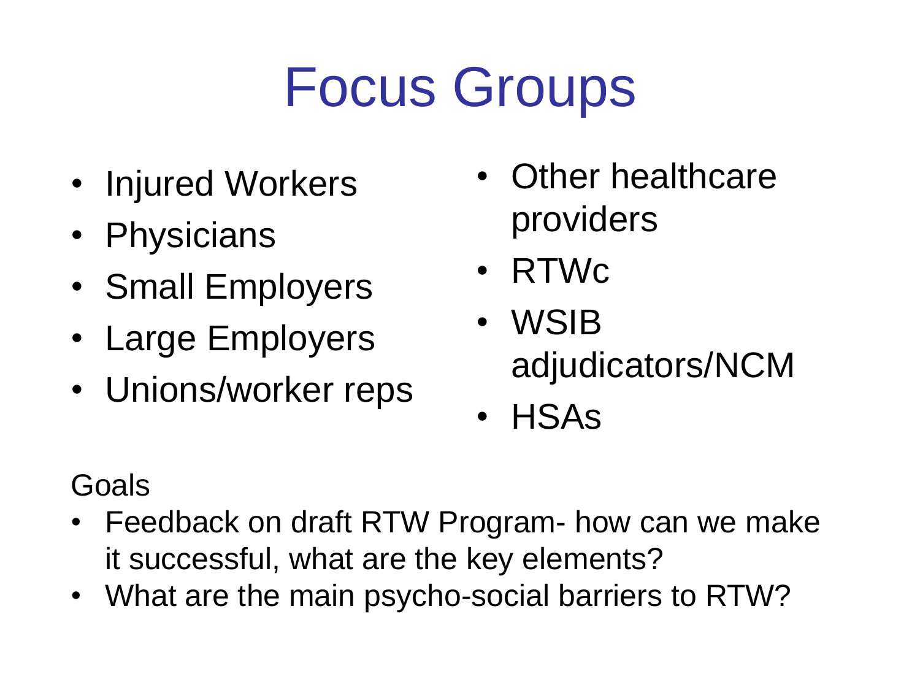# Focus Groups

- Injured Workers
- Physicians
- Small Employers
- Large Employers
- Unions/worker reps
- Other healthcare providers
- RTWc
- WSIB adjudicators/NCM
- HSAs

Goals

- Feedback on draft RTW Program- how can we make it successful, what are the key elements?
- What are the main psycho-social barriers to RTW?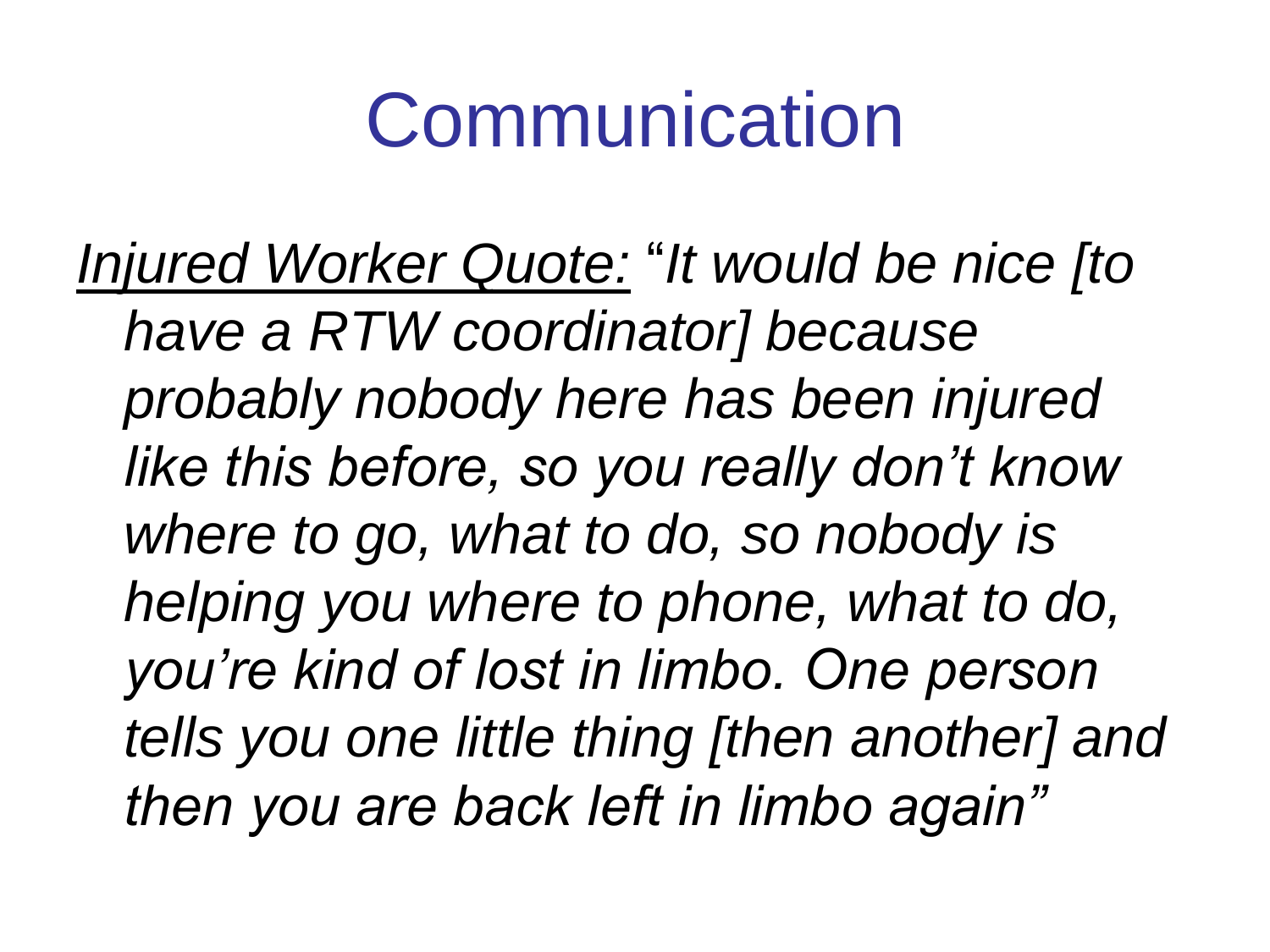# Communication

<u>*Injured Worker Quote:*</u> "*It would be nice [to have a RTW coordinator] because probably nobody here has been injured like this before, so you really don't know where to go, what to do, so nobody is helping you where to phone, what to do, you're kind of lost in limbo. One person tells you one little thing [then another] and then you are back left in limbo again*"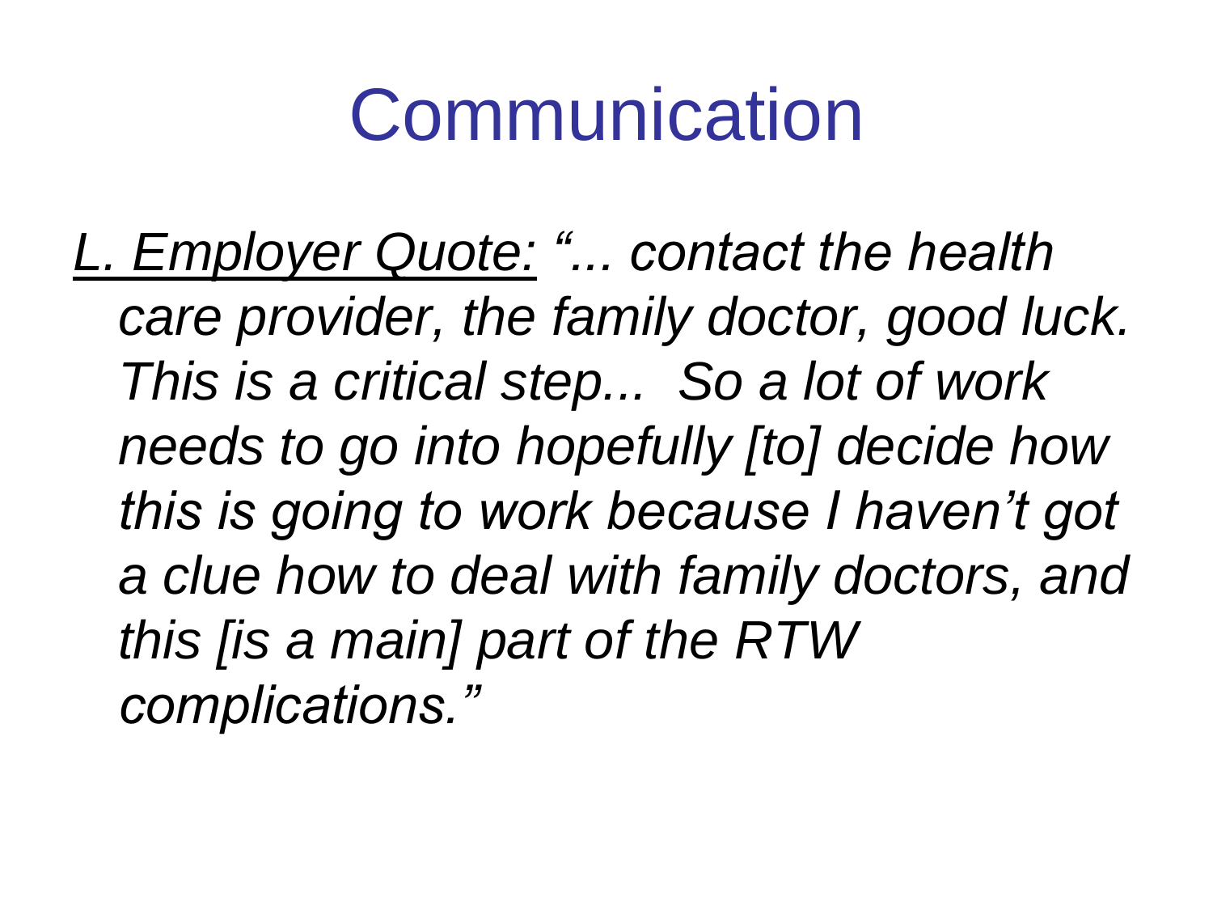# Communication

<u>*L. Employer Quote:*</u> *"... contact the health care provider, the family doctor, good luck. This is a critical step... So a lot of work needs to go into hopefully [to] decide how this is going to work because I haven't got a clue how to deal with family doctors, and this [is a main] part of the RTW complications."*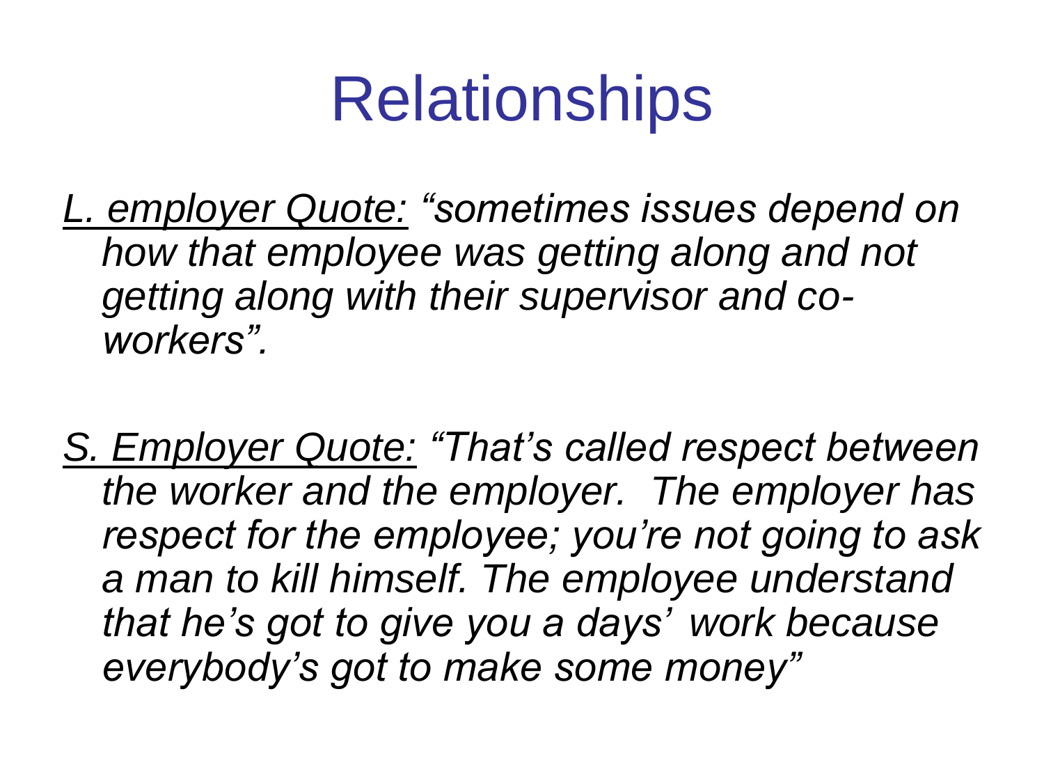# Relationships

*L. employer Quote:* *"sometimes issues depend on how that employee was getting along and not getting along with their supervisor and co-workers".*

*S. Employer Quote:* *"That's called respect between the worker and the employer.  The employer has respect for the employee; you're not going to ask a man to kill himself. The employee understand that he's got to give you a days' work because everybody's got to make some money"*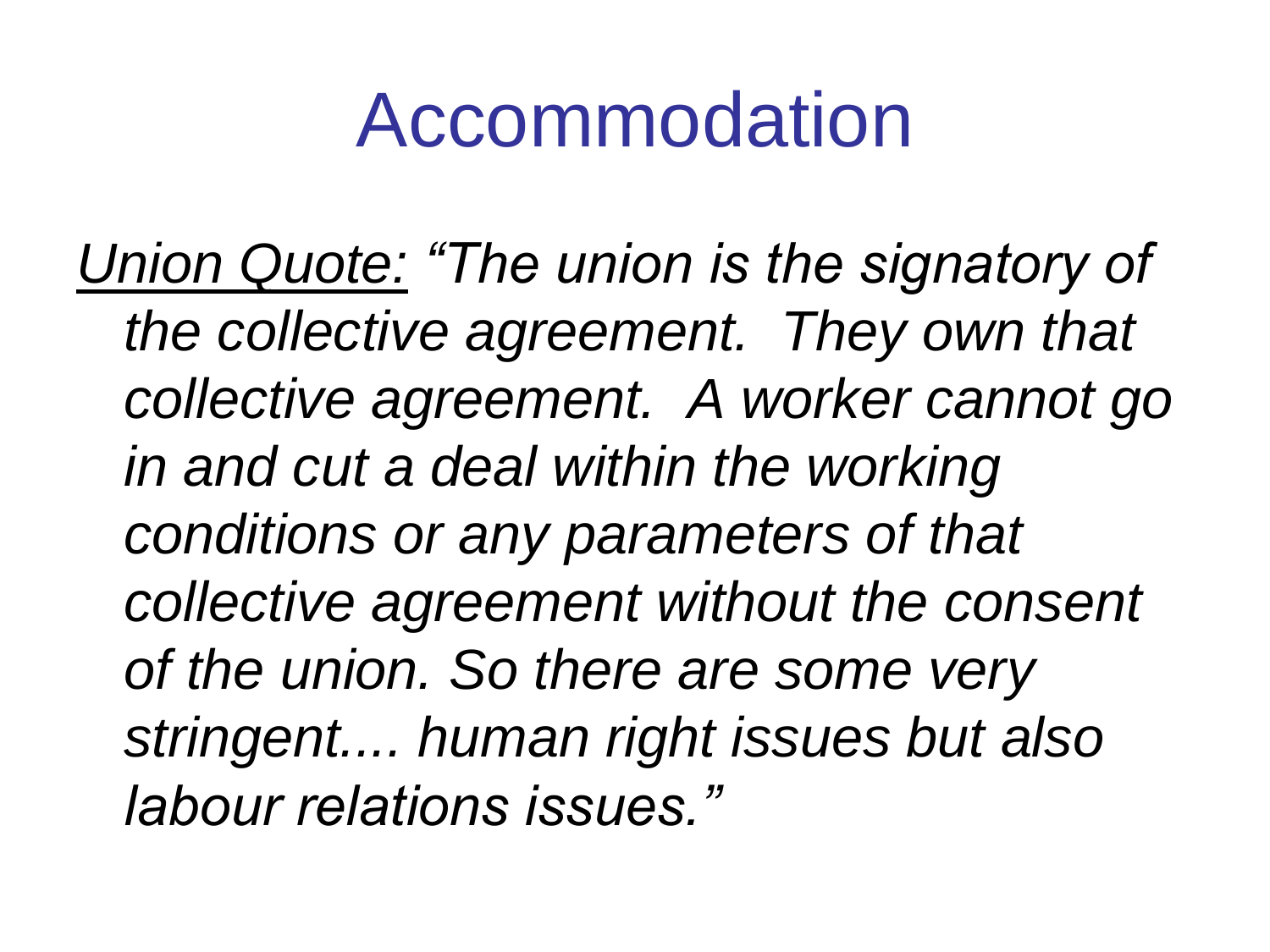# Accommodation

<u>*Union Quote:*</u> *"The union is the signatory of the collective agreement. They own that collective agreement. A worker cannot go in and cut a deal within the working conditions or any parameters of that collective agreement without the consent of the union. So there are some very stringent.... human right issues but also labour relations issues."*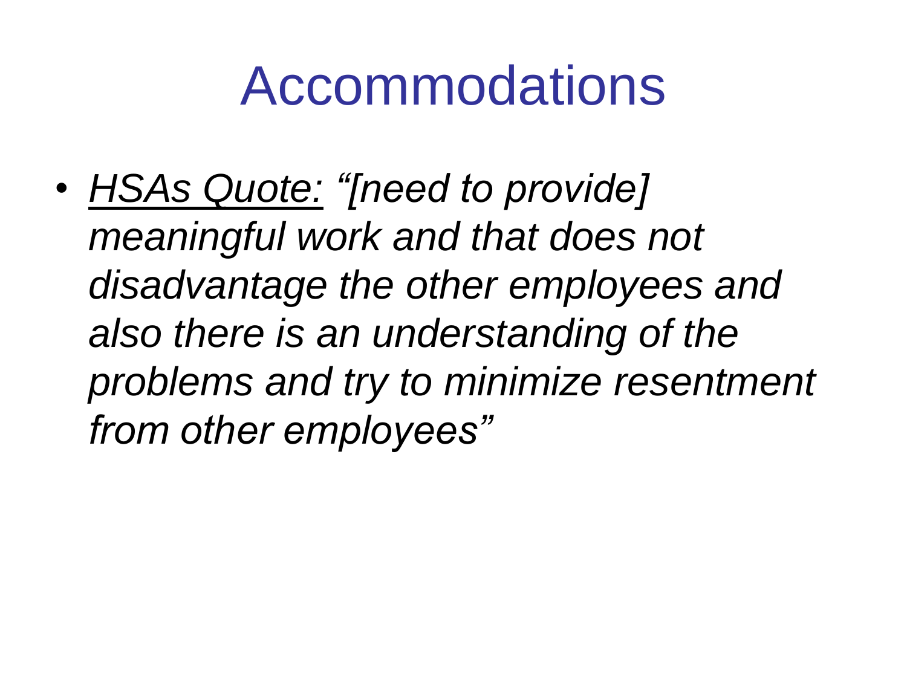# Accommodations

- <u>*HSAs Quote:*</u> *"[need to provide] meaningful work and that does not disadvantage the other employees and also there is an understanding of the problems and try to minimize resentment from other employees"*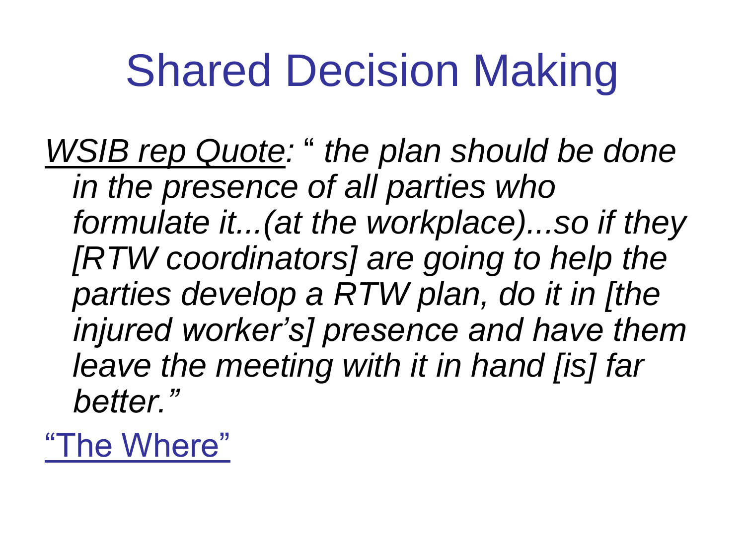# Shared Decision Making

*WSIB rep Quote:* “ *the plan should be done in the presence of all parties who formulate it...(at the workplace)...so if they [RTW coordinators] are going to help the parties develop a RTW plan, do it in [the injured worker’s] presence and have them leave the meeting with it in hand [is] far better.”*

“The Where”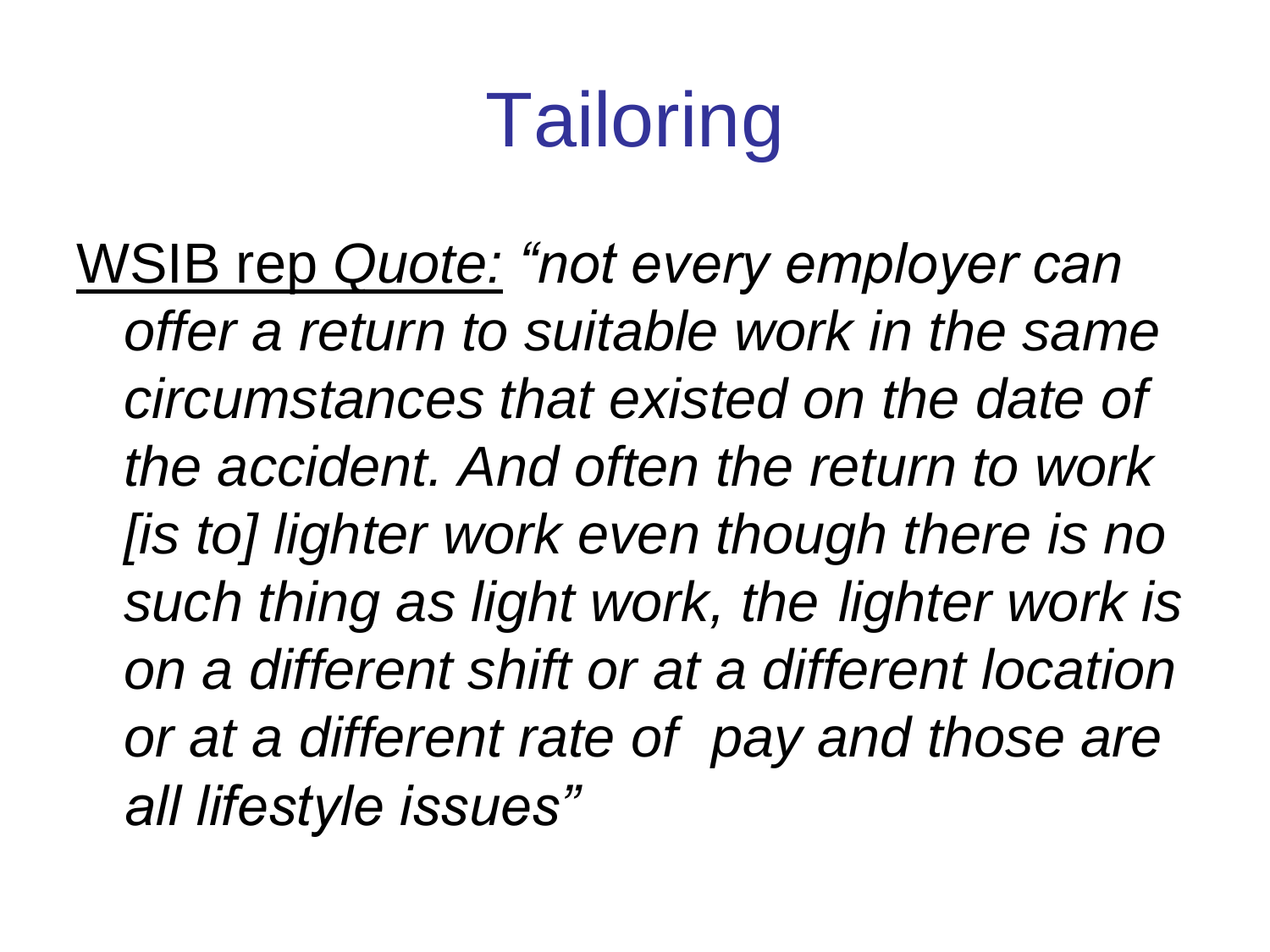# Tailoring

<u>WSIB rep</u> <u>*Quote:*</u> *“not every employer can offer a return to suitable work in the same circumstances that existed on the date of the accident. And often the return to work [is to] lighter work even though there is no such thing as light work, the lighter work is on a different shift or at a different location or at a different rate of pay and those are all lifestyle issues”*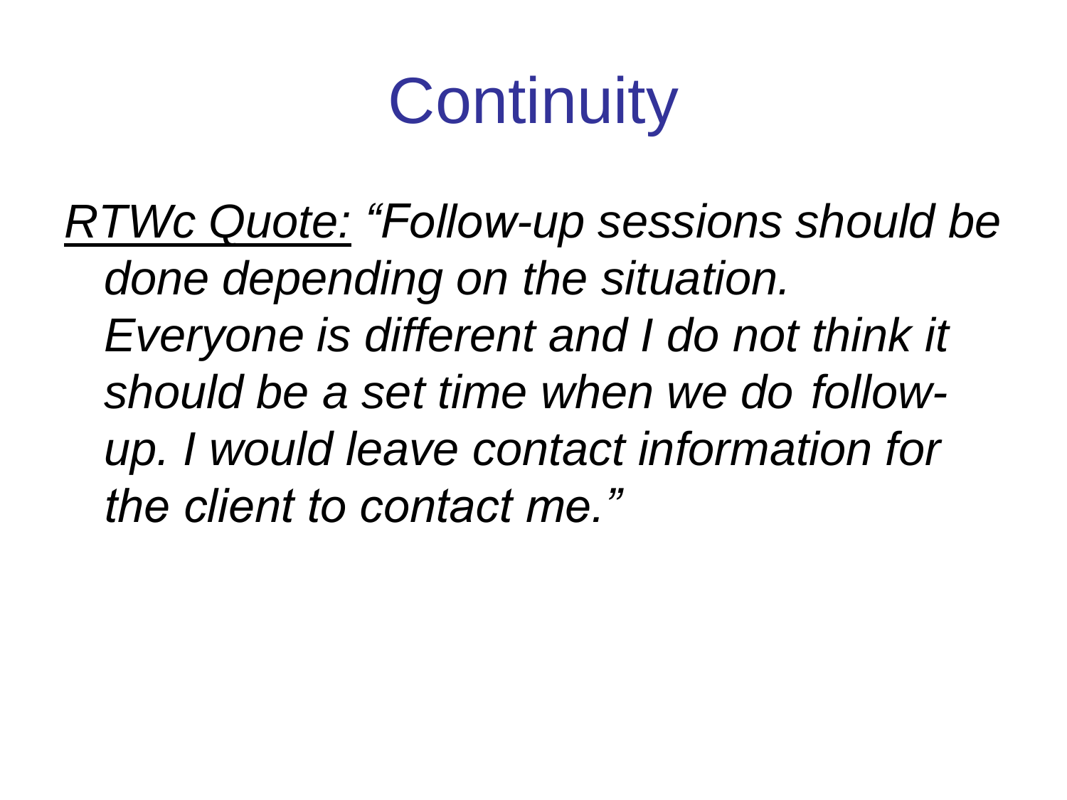# Continuity

<u>*RTWc Quote:*</u> *"Follow-up sessions should be done depending on the situation. Everyone is different and I do not think it should be a set time when we do follow-up. I would leave contact information for the client to contact me."*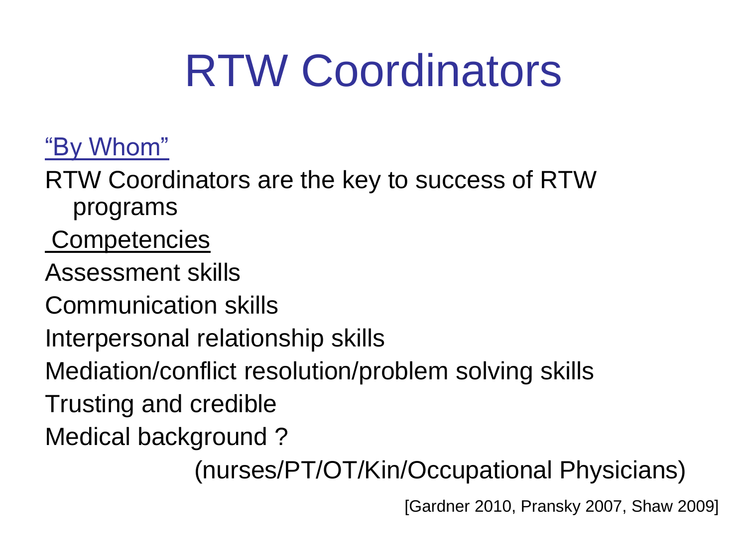# RTW Coordinators

"By Whom"

RTW Coordinators are the key to success of RTW programs

Competencies

Assessment skills

Communication skills

Interpersonal relationship skills

Mediation/conflict resolution/problem solving skills

Trusting and credible

Medical background ?

(nurses/PT/OT/Kin/Occupational Physicians)

[Gardner 2010, Pransky 2007, Shaw 2009]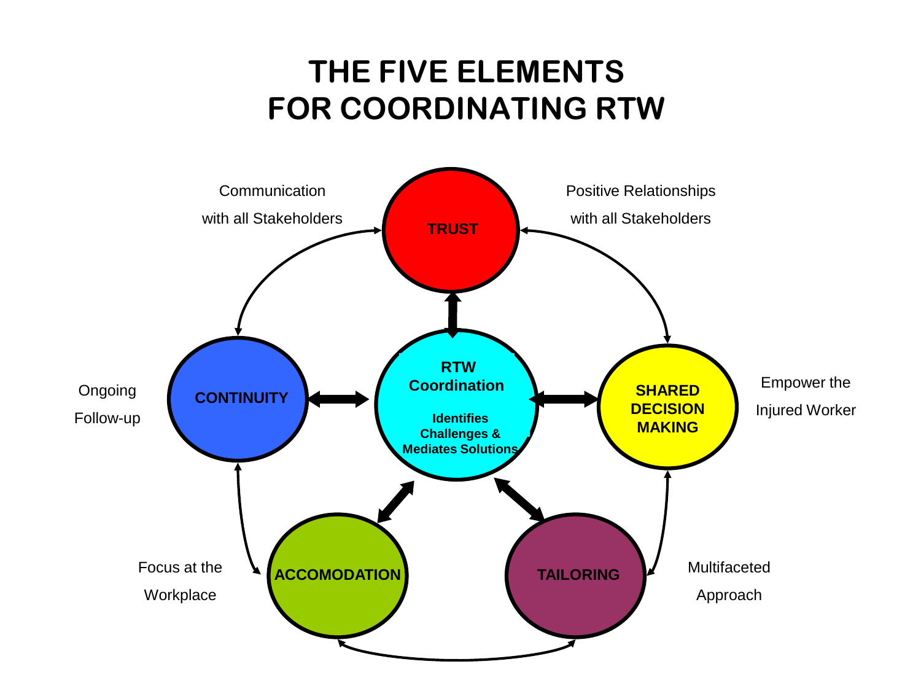# THE FIVE ELEMENTS FOR COORDINATING RTW

**TRUST**

Communication with all Stakeholders

Positive Relationships with all Stakeholders

**CONTINUITY**

Ongoing Follow-up

**RTW Coordination**

**Identifies Challenges & Mediates Solutions**

**SHARED DECISION MAKING**

Empower the Injured Worker

**ACCOMODATION**

Focus at the Workplace

**TAILORING**

Multifaceted Approach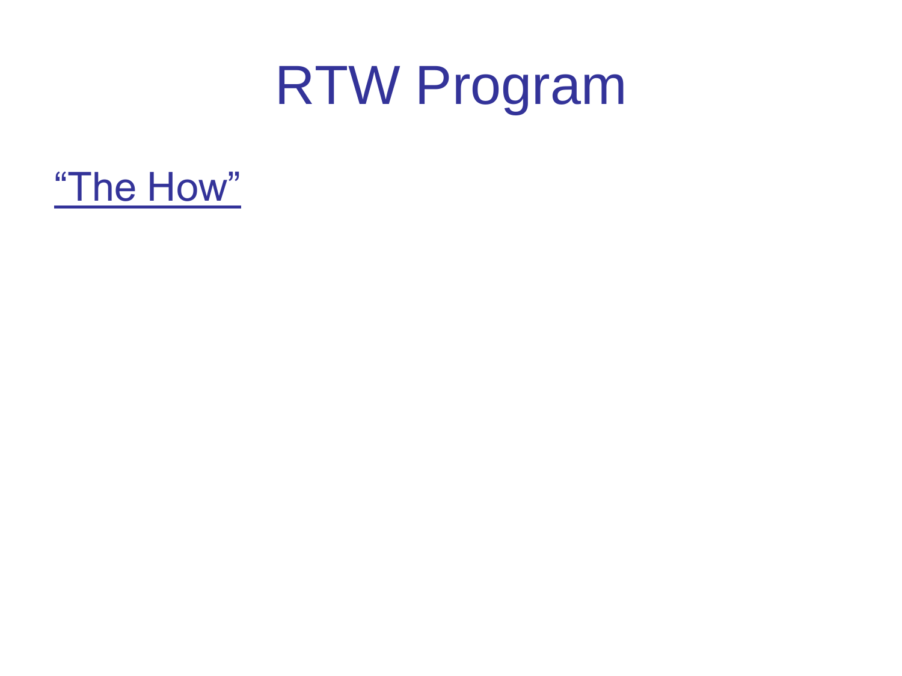# RTW Program

<u>"The How"</u>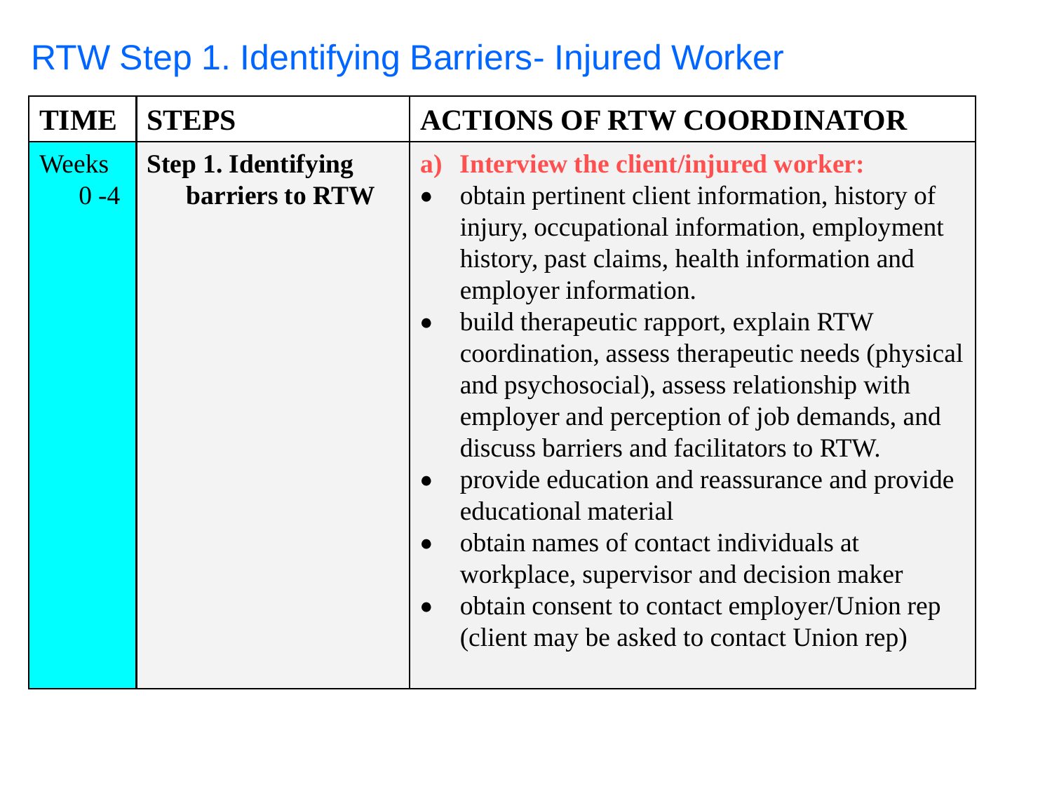# RTW Step 1. Identifying Barriers- Injured Worker

| TIME | STEPS | ACTIONS OF RTW COORDINATOR |
|---|---|---|
| Weeks 0 -4 | **Step 1. Identifying barriers to RTW** | **a) Interview the client/injured worker:**<br>• obtain pertinent client information, history of injury, occupational information, employment history, past claims, health information and employer information.<br>• build therapeutic rapport, explain RTW coordination, assess therapeutic needs (physical and psychosocial), assess relationship with employer and perception of job demands, and discuss barriers and facilitators to RTW.<br>• provide education and reassurance and provide educational material<br>• obtain names of contact individuals at workplace, supervisor and decision maker<br>• obtain consent to contact employer/Union rep (client may be asked to contact Union rep) |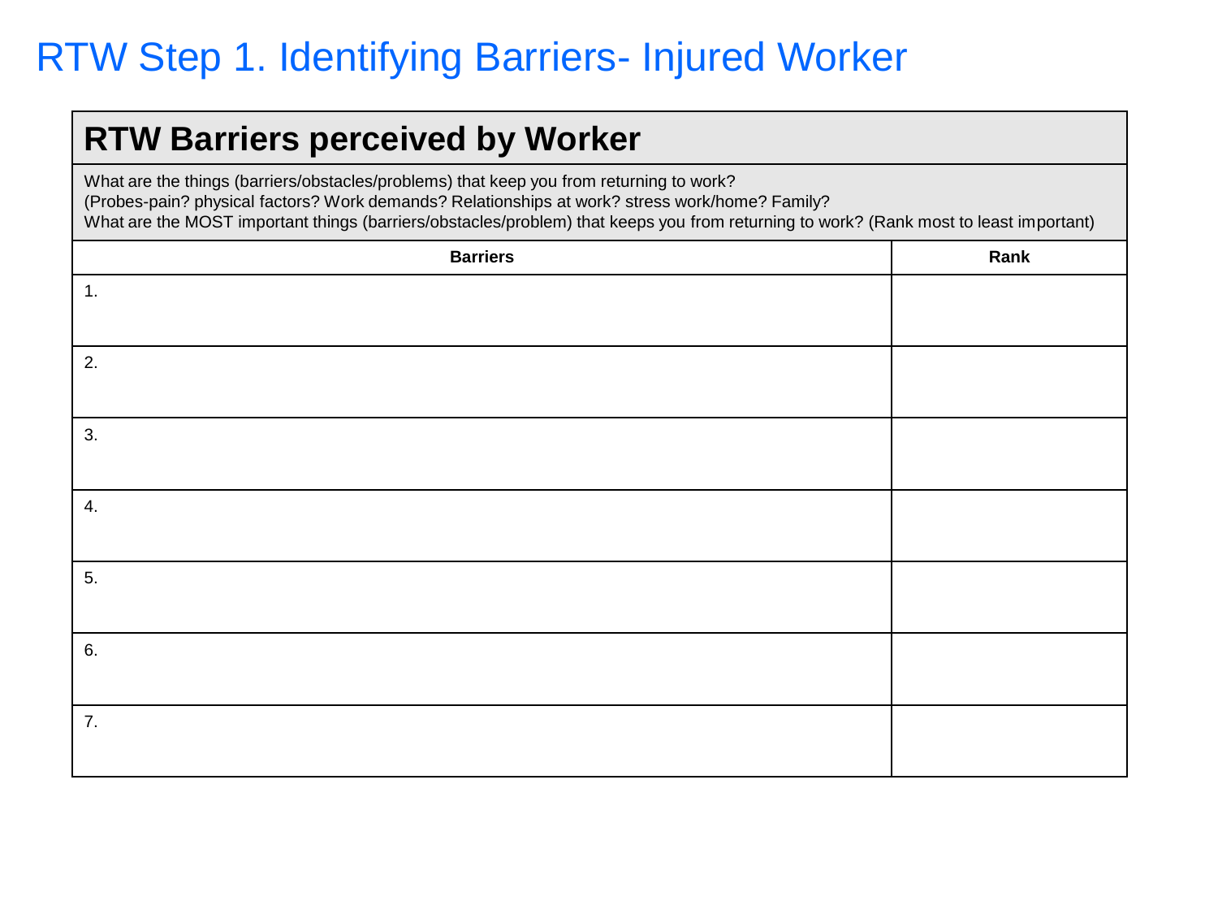# RTW Step 1. Identifying Barriers- Injured Worker

## RTW Barriers perceived by Worker

What are the things (barriers/obstacles/problems) that keep you from returning to work?
(Probes-pain? physical factors? Work demands? Relationships at work? stress work/home? Family?
What are the MOST important things (barriers/obstacles/problem) that keeps you from returning to work? (Rank most to least important)

| Barriers | Rank |
|---|---|
| 1. | |
| 2. | |
| 3. | |
| 4. | |
| 5. | |
| 6. | |
| 7. | |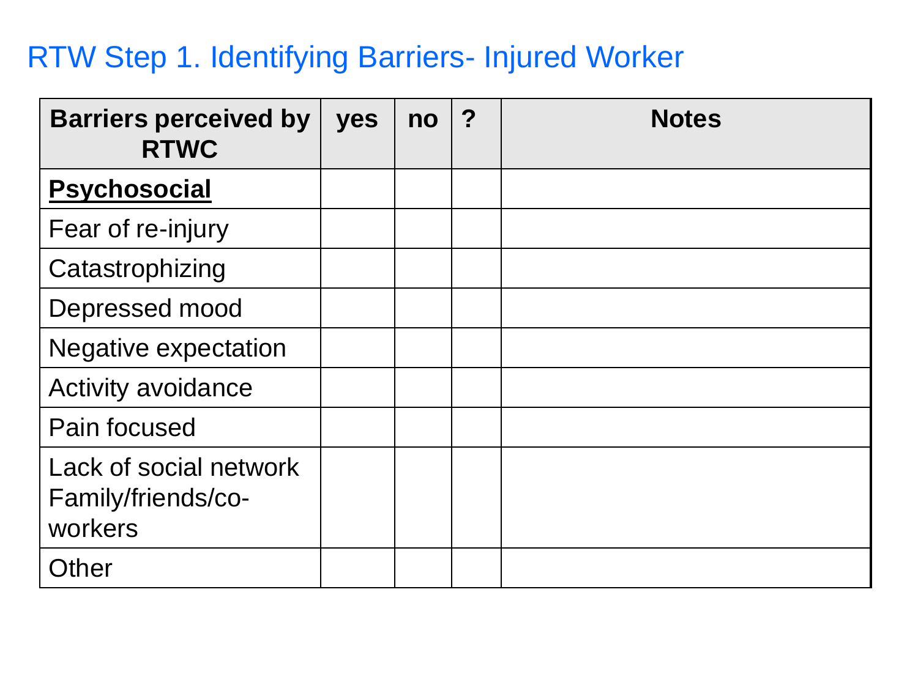# RTW Step 1. Identifying Barriers- Injured Worker

| Barriers perceived by RTWC | yes | no | ? | Notes |
|---|---|---|---|---|
| **Psychosocial** | | | | |
| Fear of re-injury | | | | |
| Catastrophizing | | | | |
| Depressed mood | | | | |
| Negative expectation | | | | |
| Activity avoidance | | | | |
| Pain focused | | | | |
| Lack of social network Family/friends/co-workers | | | | |
| Other | | | | |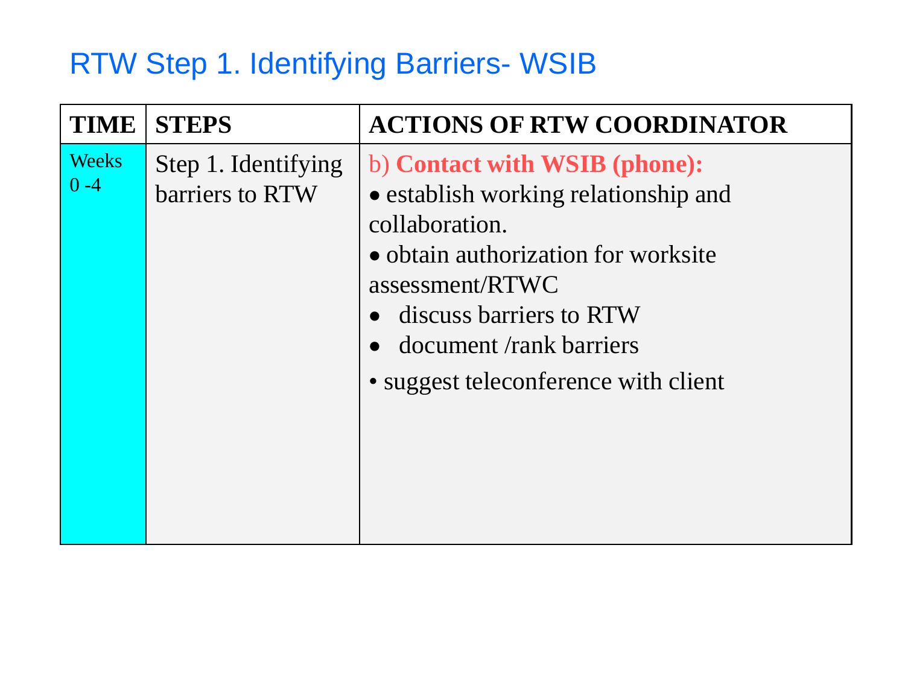# RTW Step 1. Identifying Barriers- WSIB

| TIME | STEPS | ACTIONS OF RTW COORDINATOR |
|---|---|---|
| Weeks 0 -4 | Step 1. Identifying barriers to RTW | b) **Contact with WSIB (phone):**<br>• establish working relationship and collaboration.<br>• obtain authorization for worksite assessment/RTWC<br>• discuss barriers to RTW<br>• document /rank barriers<br>• suggest teleconference with client |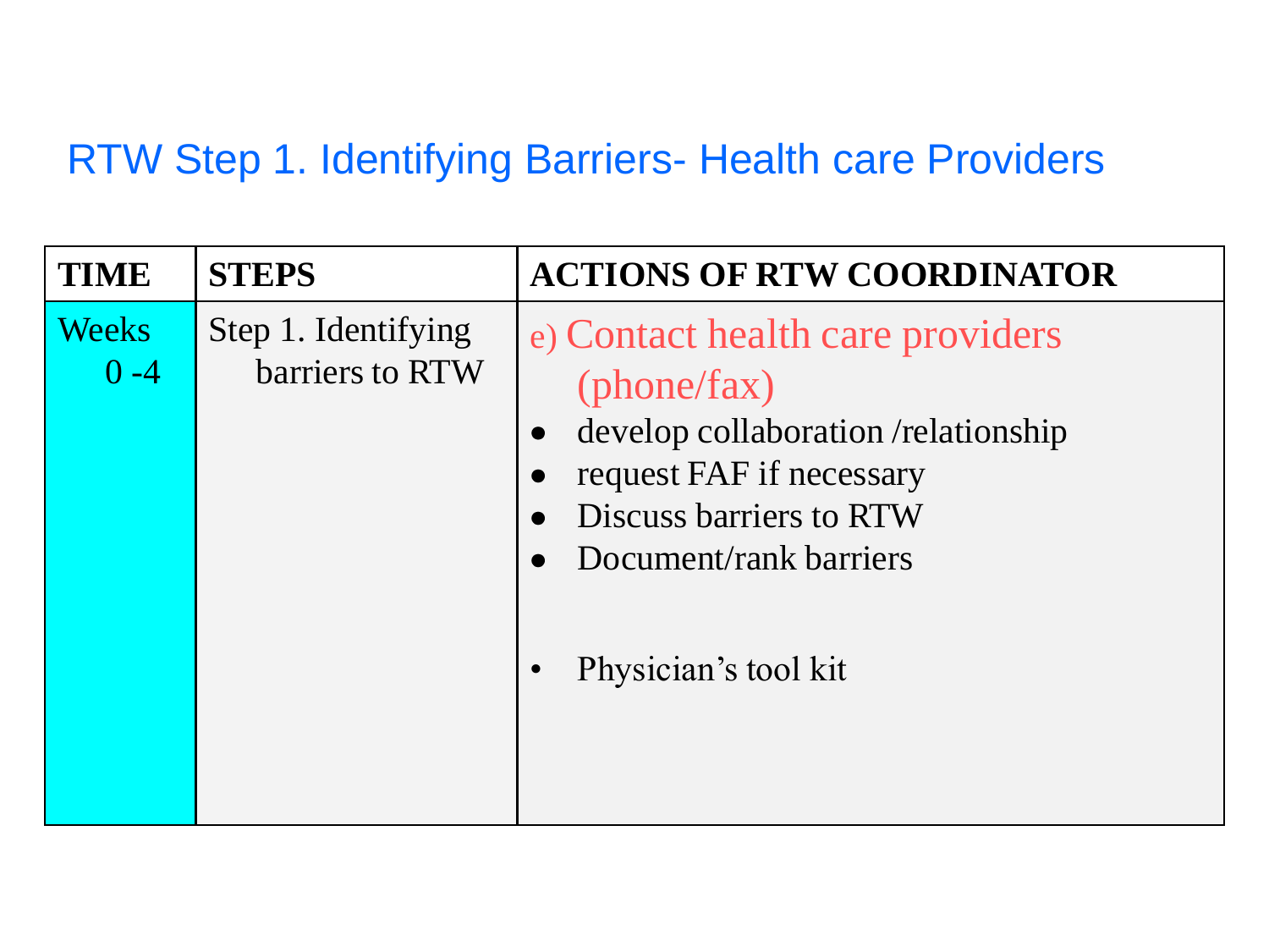# RTW Step 1. Identifying Barriers- Health care Providers

| TIME | STEPS | ACTIONS OF RTW COORDINATOR |
|---|---|---|
| Weeks 0 -4 | Step 1. Identifying barriers to RTW | e) Contact health care providers (phone/fax)<br>• develop collaboration /relationship<br>• request FAF if necessary<br>• Discuss barriers to RTW<br>• Document/rank barriers<br><br>• Physician's tool kit |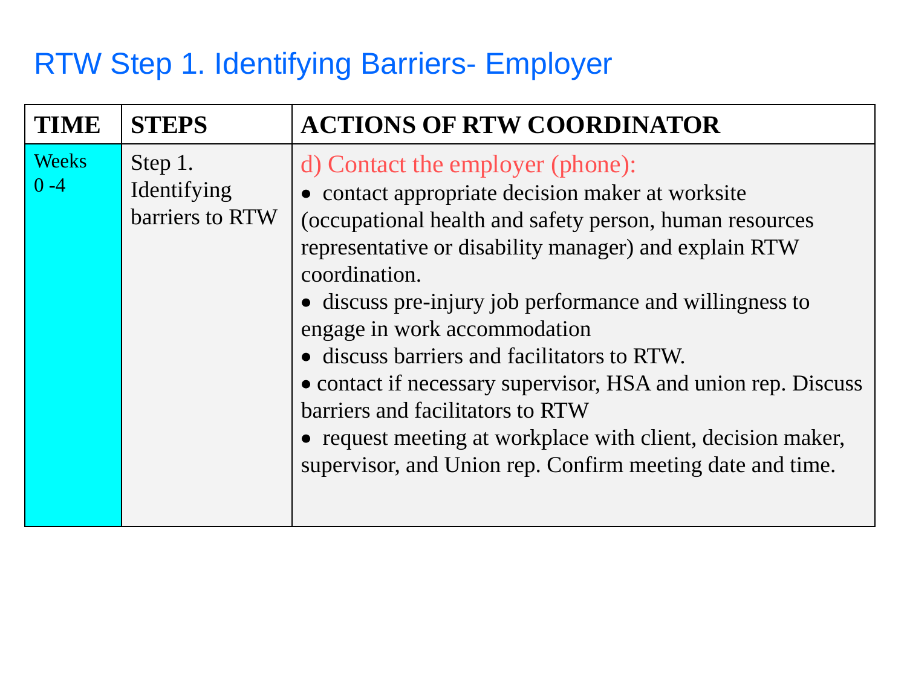# RTW Step 1. Identifying Barriers- Employer

| TIME | STEPS | ACTIONS OF RTW COORDINATOR |
| --- | --- | --- |
| Weeks 0 -4 | Step 1. Identifying barriers to RTW | d) Contact the employer (phone):<br>• contact appropriate decision maker at worksite (occupational health and safety person, human resources representative or disability manager) and explain RTW coordination.<br>• discuss pre-injury job performance and willingness to engage in work accommodation<br>• discuss barriers and facilitators to RTW.<br>• contact if necessary supervisor, HSA and union rep. Discuss barriers and facilitators to RTW<br>• request meeting at workplace with client, decision maker, supervisor, and Union rep. Confirm meeting date and time. |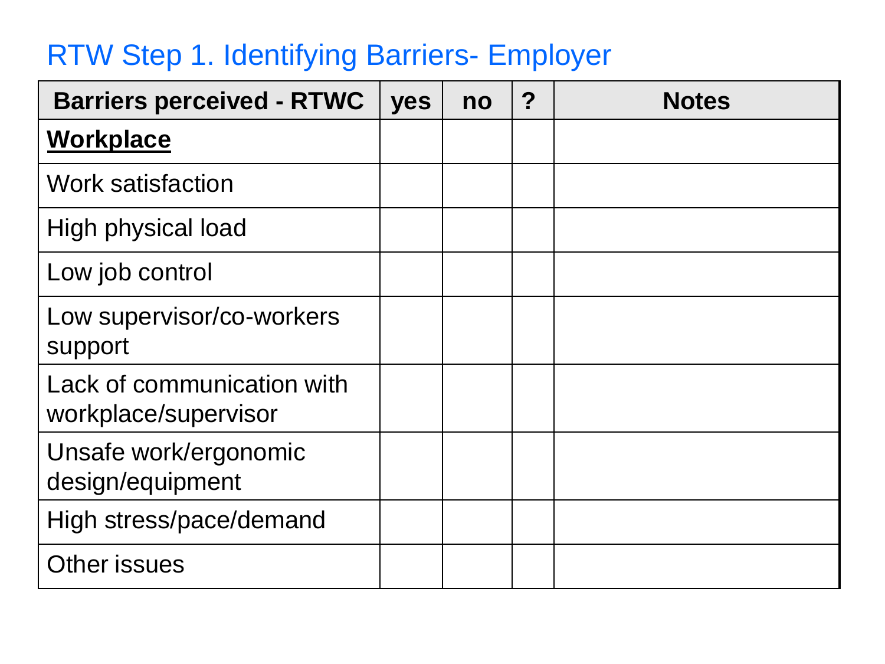## RTW Step 1. Identifying Barriers- Employer

| Barriers perceived - RTWC | yes | no | ? | Notes |
|---|---|---|---|---|
| **<u>Workplace</u>** | | | | |
| Work satisfaction | | | | |
| High physical load | | | | |
| Low job control | | | | |
| Low supervisor/co-workers support | | | | |
| Lack of communication with workplace/supervisor | | | | |
| Unsafe work/ergonomic design/equipment | | | | |
| High stress/pace/demand | | | | |
| Other issues | | | | |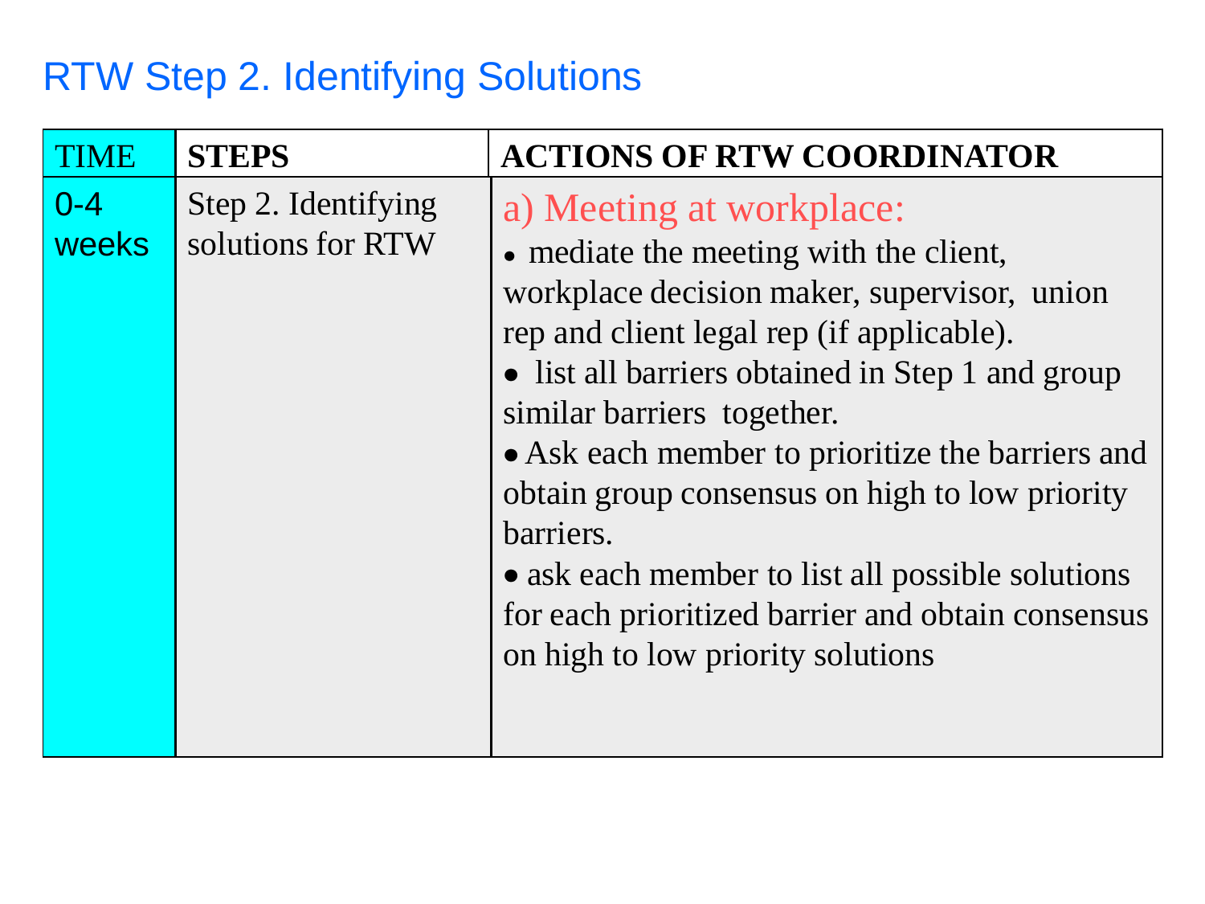# RTW Step 2. Identifying Solutions

| TIME | STEPS | ACTIONS OF RTW COORDINATOR |
|---|---|---|
| 0-4 weeks | Step 2. Identifying solutions for RTW | a) Meeting at workplace:<br>• mediate the meeting with the client, workplace decision maker, supervisor, union rep and client legal rep (if applicable).<br>• list all barriers obtained in Step 1 and group similar barriers together.<br>• Ask each member to prioritize the barriers and obtain group consensus on high to low priority barriers.<br>• ask each member to list all possible solutions for each prioritized barrier and obtain consensus on high to low priority solutions |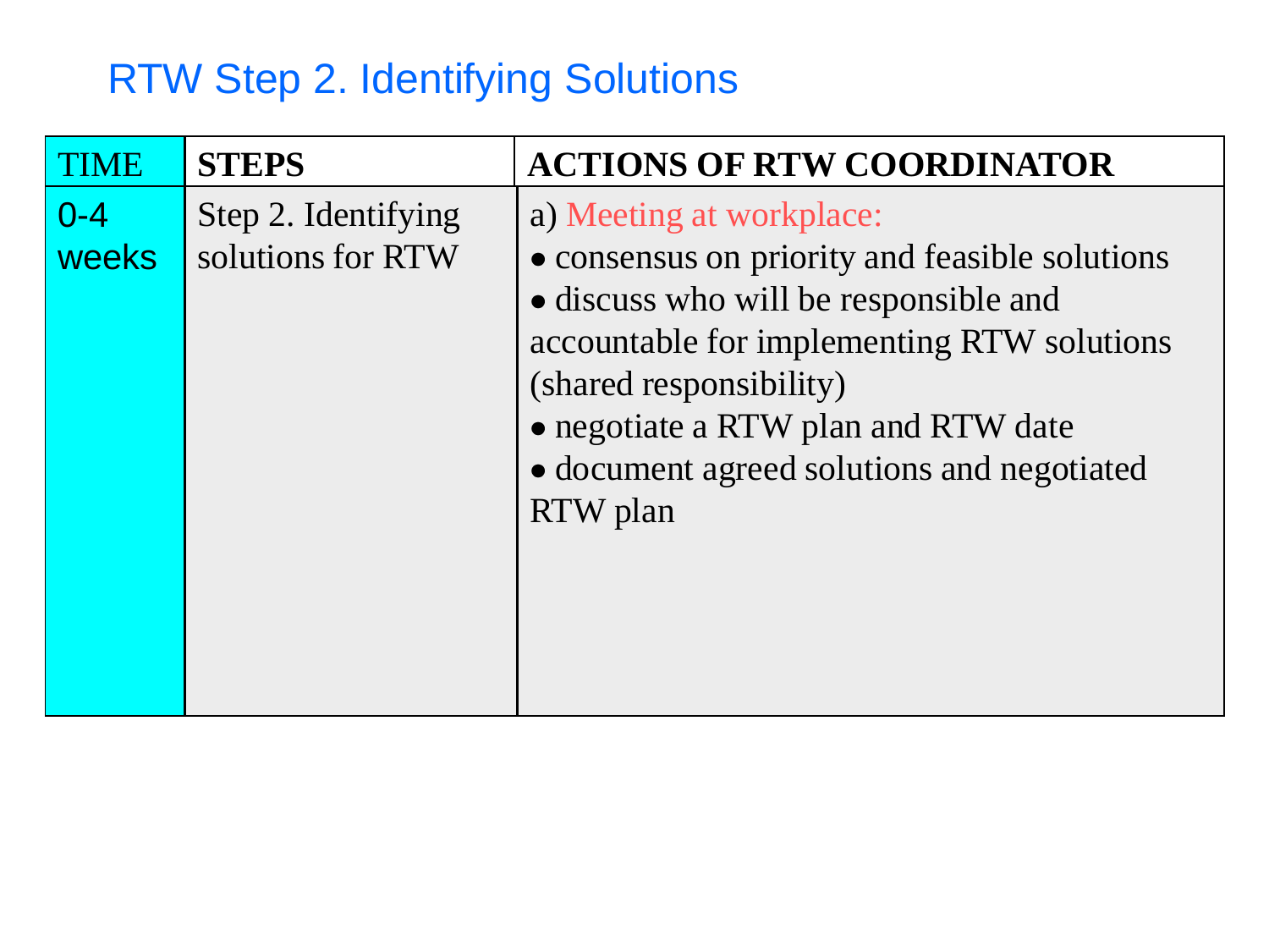# RTW Step 2. Identifying Solutions

| TIME | STEPS | ACTIONS OF RTW COORDINATOR |
| --- | --- | --- |
| 0-4 weeks | Step 2. Identifying solutions for RTW | a) Meeting at workplace:<br>• consensus on priority and feasible solutions<br>• discuss who will be responsible and accountable for implementing RTW solutions (shared responsibility)<br>• negotiate a RTW plan and RTW date<br>• document agreed solutions and negotiated RTW plan |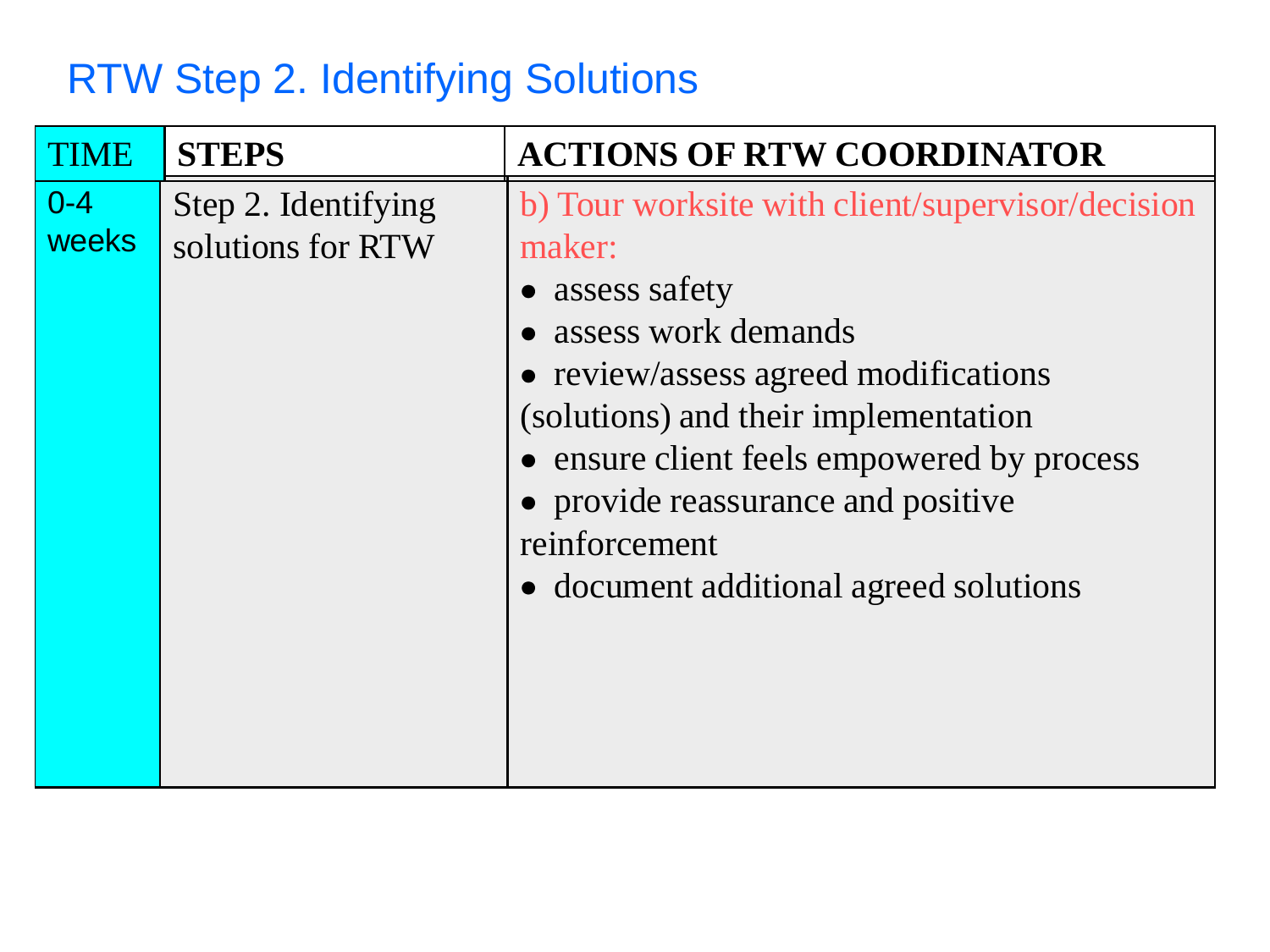# RTW Step 2. Identifying Solutions

| TIME | STEPS | ACTIONS OF RTW COORDINATOR |
|---|---|---|
| 0-4 weeks | Step 2. Identifying solutions for RTW | b) Tour worksite with client/supervisor/decision maker:<br>• assess safety<br>• assess work demands<br>• review/assess agreed modifications (solutions) and their implementation<br>• ensure client feels empowered by process<br>• provide reassurance and positive reinforcement<br>• document additional agreed solutions |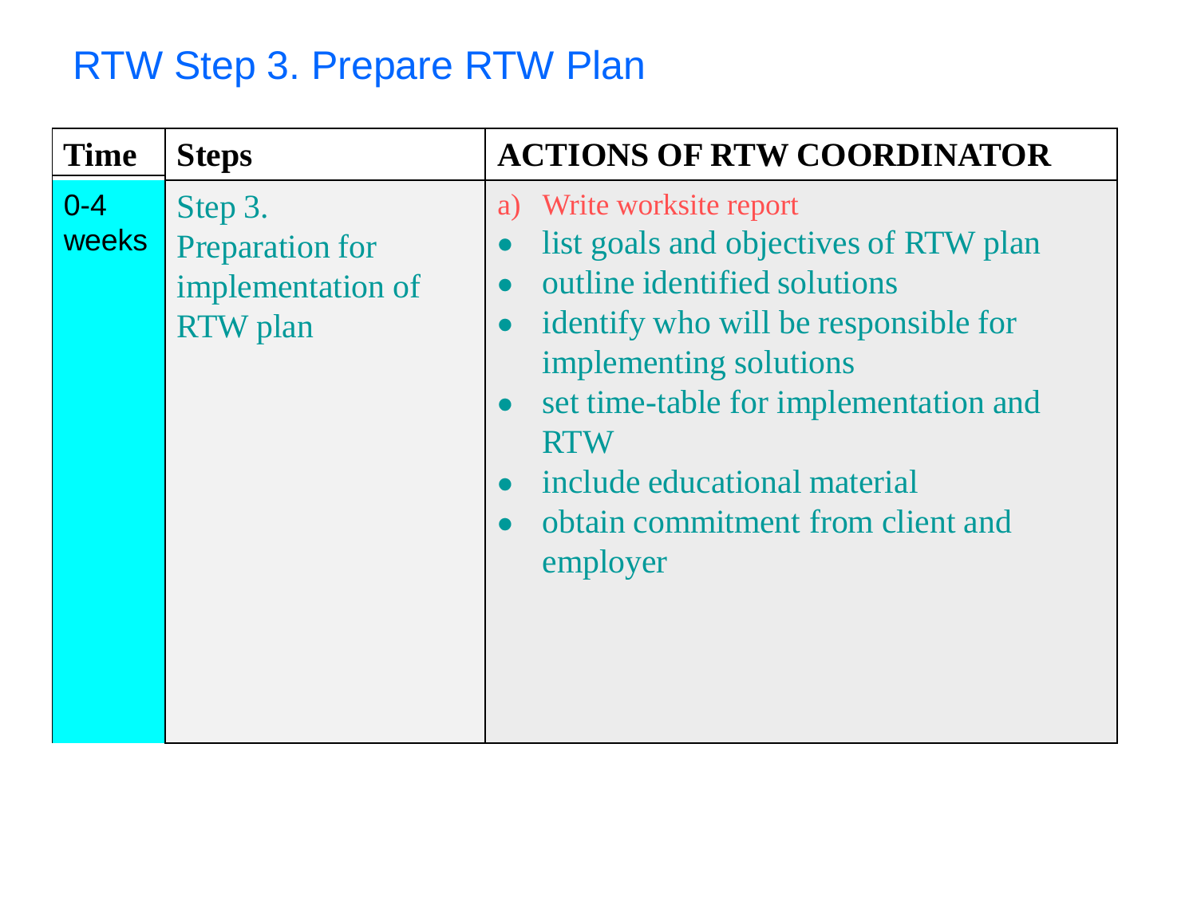# RTW Step 3. Prepare RTW Plan

| Time | Steps | ACTIONS OF RTW COORDINATOR |
|---|---|---|
| 0-4 weeks | Step 3. Preparation for implementation of RTW plan | a) Write worksite report<br>• list goals and objectives of RTW plan<br>• outline identified solutions<br>• identify who will be responsible for implementing solutions<br>• set time-table for implementation and RTW<br>• include educational material<br>• obtain commitment from client and employer |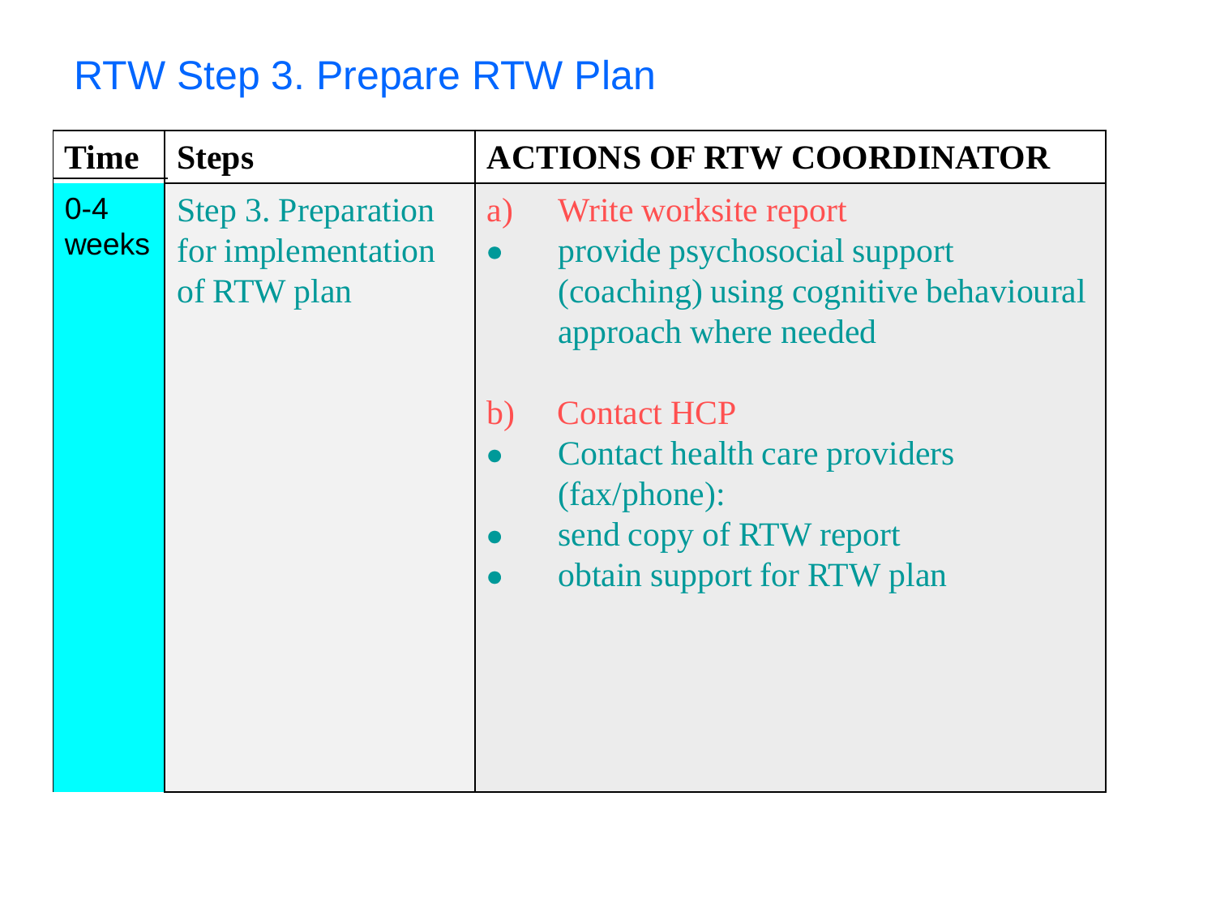# RTW Step 3. Prepare RTW Plan

| Time | Steps | ACTIONS OF RTW COORDINATOR |
|---|---|---|
| 0-4 weeks | Step 3. Preparation for implementation of RTW plan | a) Write worksite report<br>• provide psychosocial support (coaching) using cognitive behavioural approach where needed<br><br>b) Contact HCP<br>• Contact health care providers (fax/phone):<br>• send copy of RTW report<br>• obtain support for RTW plan |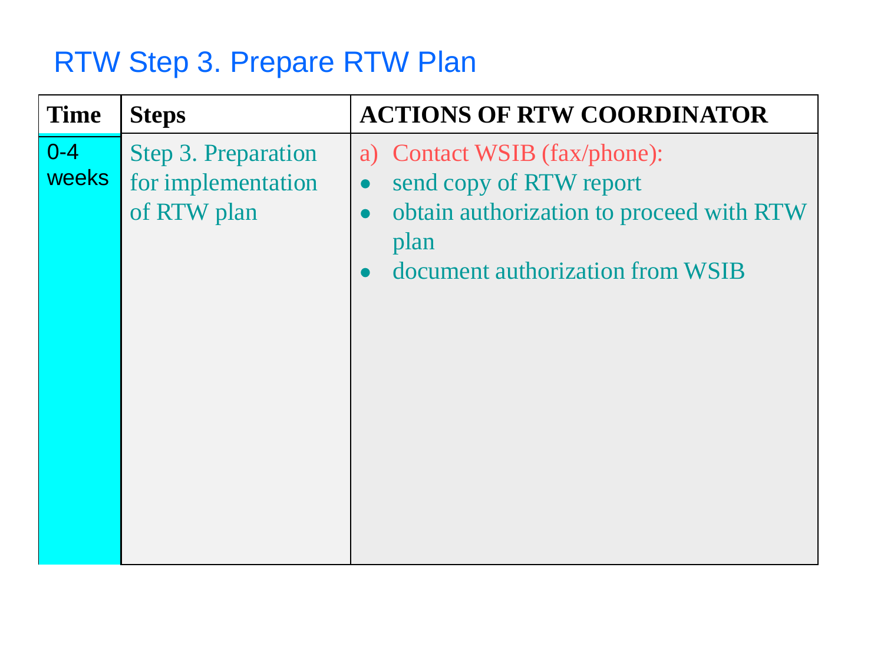# RTW Step 3. Prepare RTW Plan

| Time | Steps | ACTIONS OF RTW COORDINATOR |
|---|---|---|
| 0-4 weeks | Step 3. Preparation for implementation of RTW plan | a) Contact WSIB (fax/phone):<br>• send copy of RTW report<br>• obtain authorization to proceed with RTW plan<br>• document authorization from WSIB |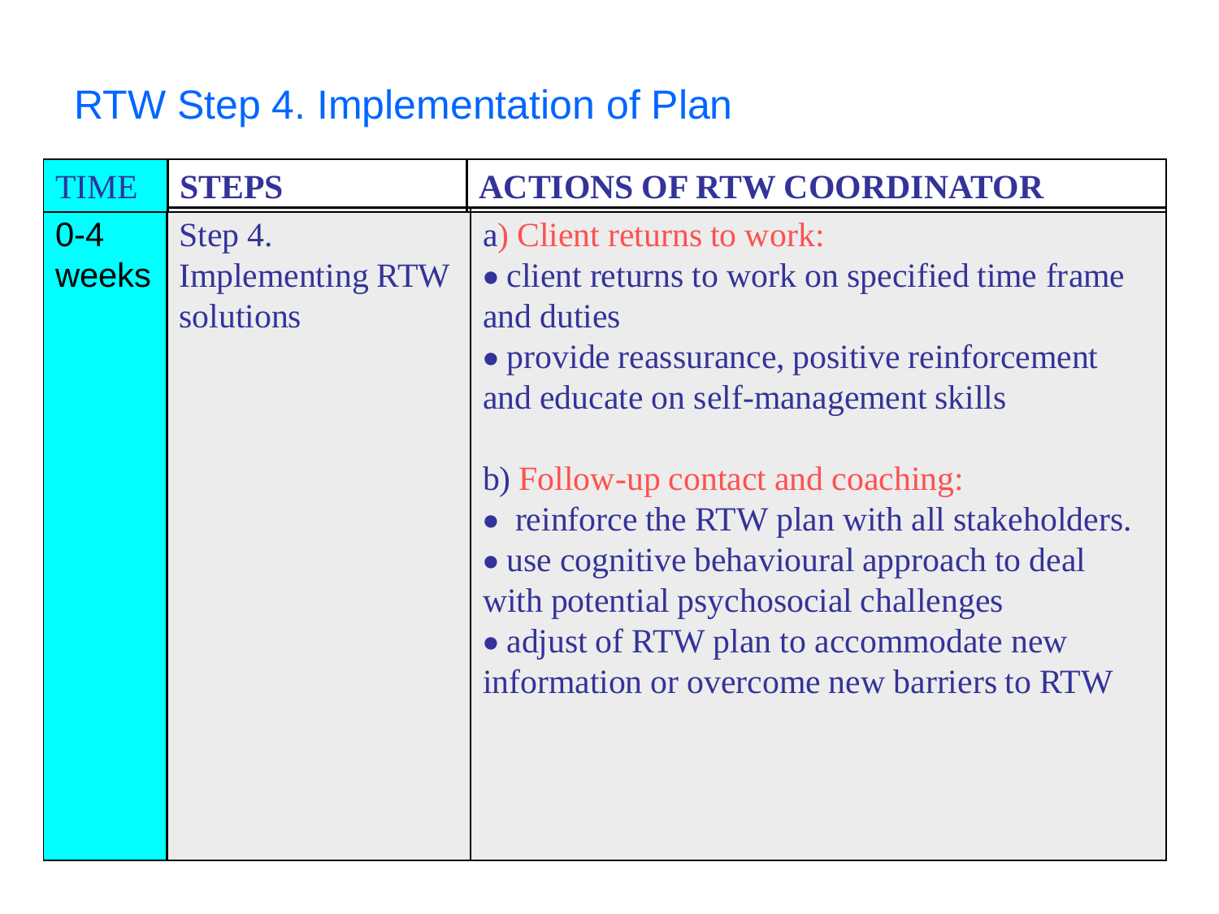# RTW Step 4. Implementation of Plan

| TIME | STEPS | ACTIONS OF RTW COORDINATOR |
| --- | --- | --- |
| 0-4 weeks | Step 4. Implementing RTW solutions | a) Client returns to work:<br>• client returns to work on specified time frame and duties<br>• provide reassurance, positive reinforcement and educate on self-management skills<br><br>b) Follow-up contact and coaching:<br>• reinforce the RTW plan with all stakeholders.<br>• use cognitive behavioural approach to deal with potential psychosocial challenges<br>• adjust of RTW plan to accommodate new information or overcome new barriers to RTW |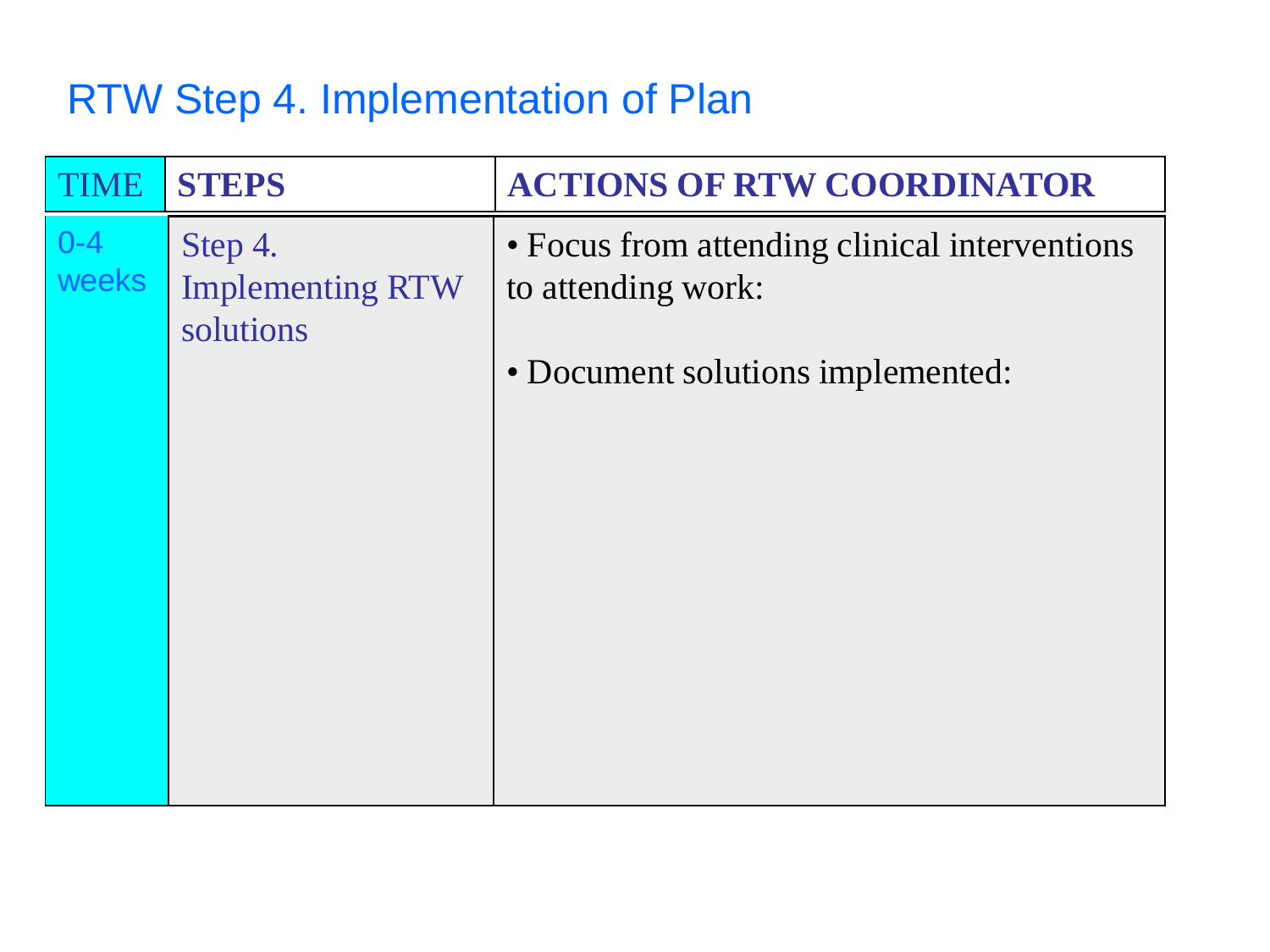# RTW Step 4. Implementation of Plan

| TIME | STEPS | ACTIONS OF RTW COORDINATOR |
|---|---|---|
| 0-4 weeks | Step 4. Implementing RTW solutions | • Focus from attending clinical interventions to attending work:<br><br>• Document solutions implemented: |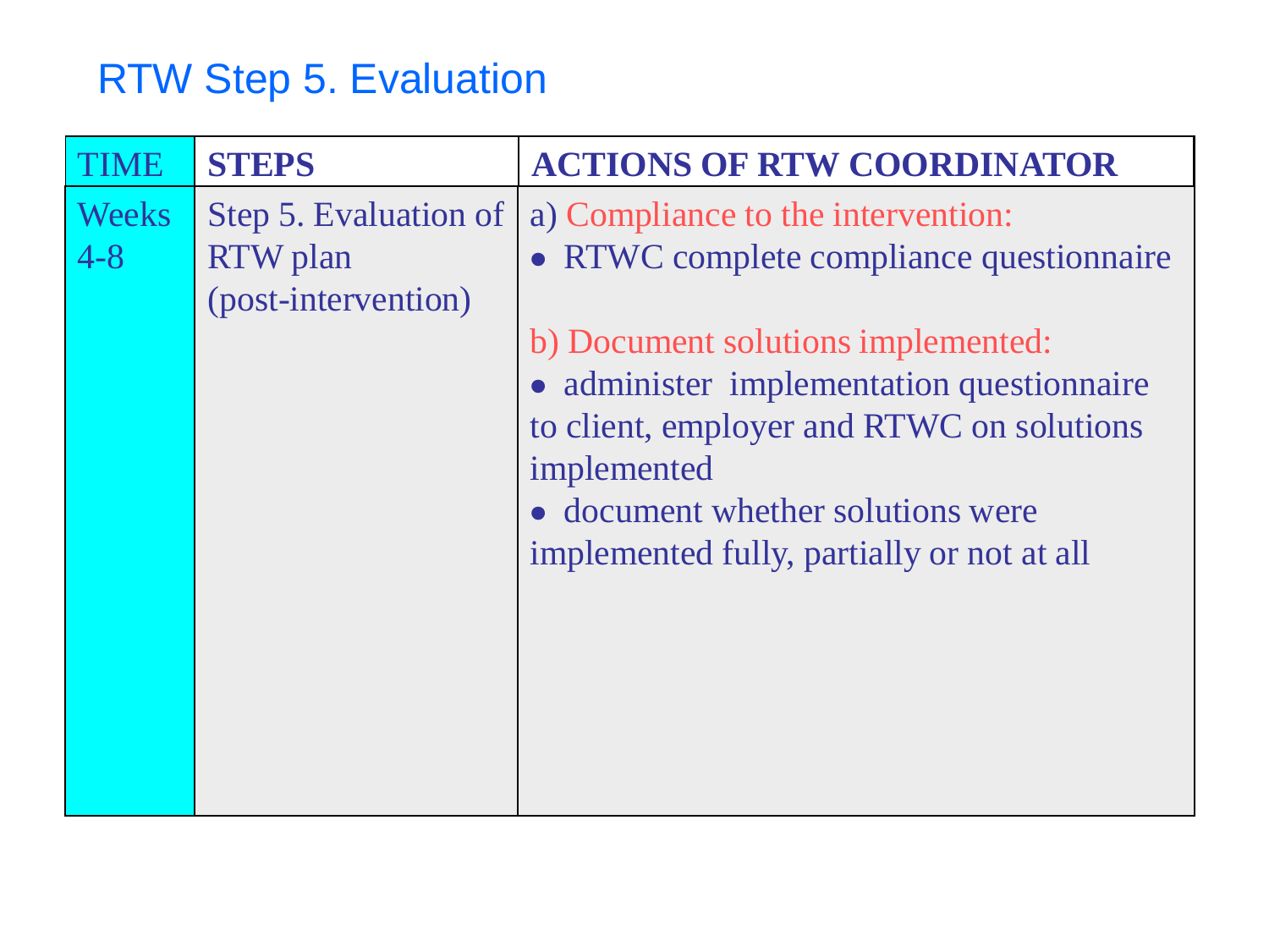# RTW Step 5. Evaluation

| TIME | STEPS | ACTIONS OF RTW COORDINATOR |
|---|---|---|
| Weeks 4-8 | Step 5. Evaluation of RTW plan (post-intervention) | a) Compliance to the intervention:<br>• RTWC complete compliance questionnaire<br><br>b) Document solutions implemented:<br>• administer implementation questionnaire to client, employer and RTWC on solutions implemented<br>• document whether solutions were implemented fully, partially or not at all |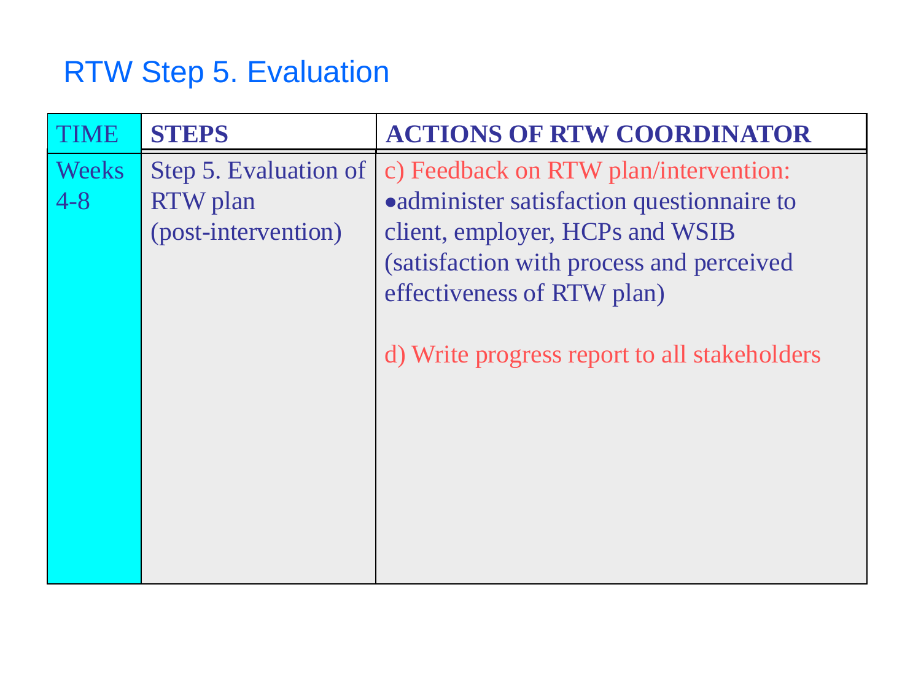# RTW Step 5. Evaluation

| TIME | STEPS | ACTIONS OF RTW COORDINATOR |
|---|---|---|
| Weeks 4-8 | Step 5. Evaluation of RTW plan (post-intervention) | c) Feedback on RTW plan/intervention:<br>•administer satisfaction questionnaire to client, employer, HCPs and WSIB (satisfaction with process and perceived effectiveness of RTW plan)<br><br>d) Write progress report to all stakeholders |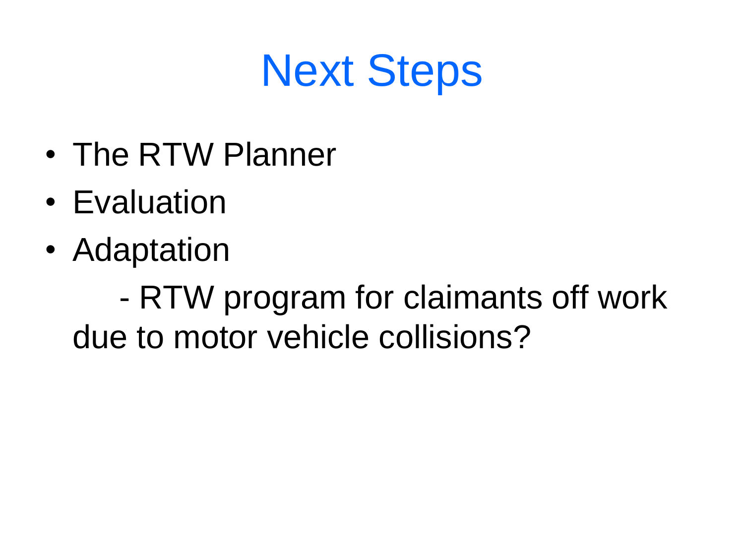# Next Steps

- The RTW Planner
- Evaluation
- Adaptation

  - RTW program for claimants off work due to motor vehicle collisions?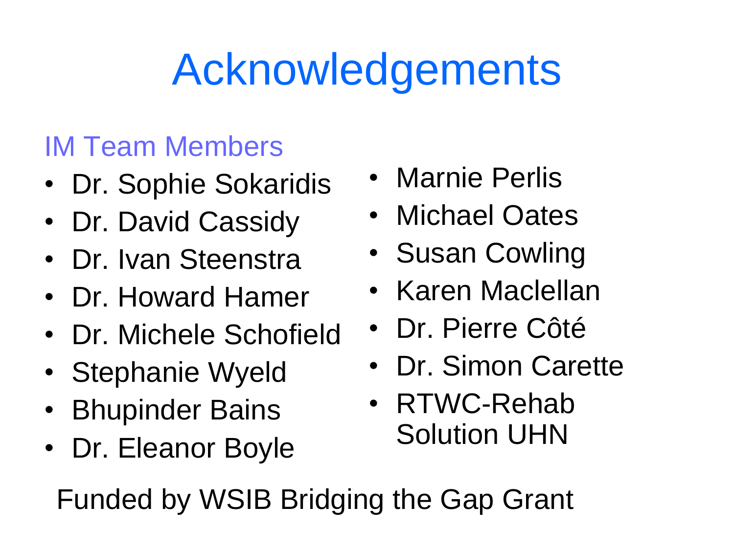# Acknowledgements

### IM Team Members

- Dr. Sophie Sokaridis
- Dr. David Cassidy
- Dr. Ivan Steenstra
- Dr. Howard Hamer
- Dr. Michele Schofield
- Stephanie Wyeld
- Bhupinder Bains
- Dr. Eleanor Boyle
- Marnie Perlis
- Michael Oates
- Susan Cowling
- Karen Maclellan
- Dr. Pierre Côté
- Dr. Simon Carette
- RTWC-Rehab Solution UHN

Funded by WSIB Bridging the Gap Grant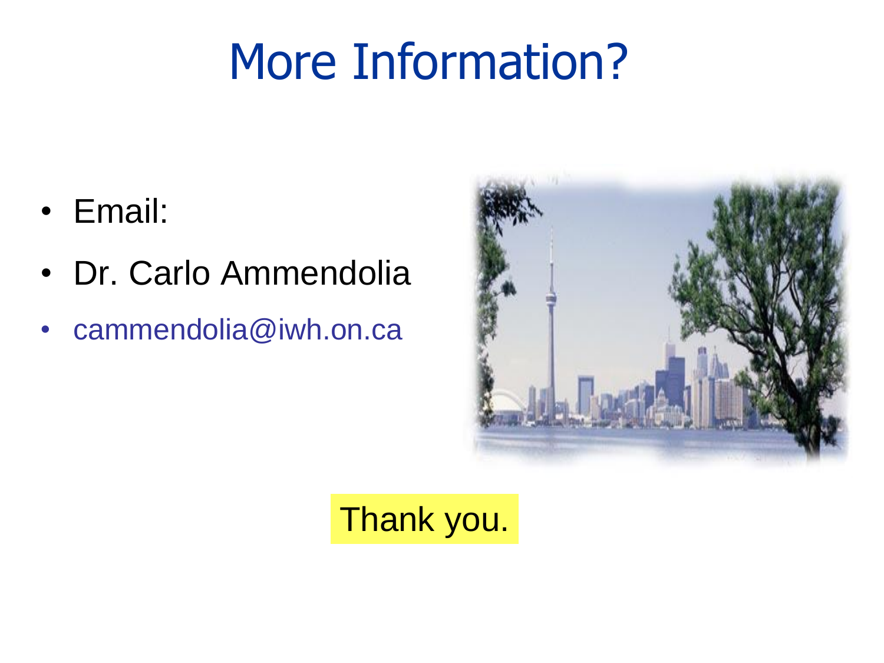# More Information?

- Email:
- Dr. Carlo Ammendolia
- cammendolia@iwh.on.ca

Thank you.